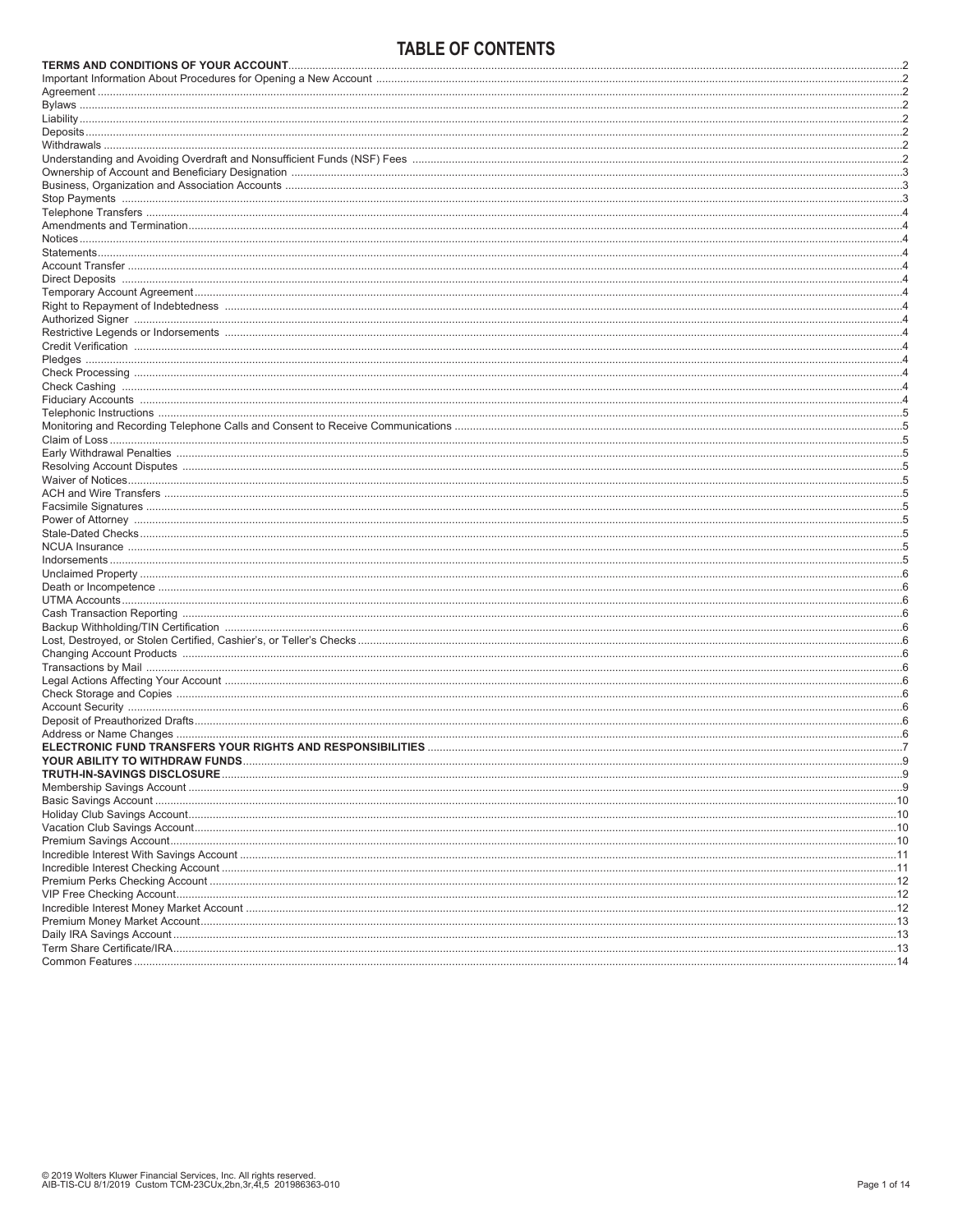# TABLE OF CONTENTS

| | |
|---|---|
| **TERMS AND CONDITIONS OF YOUR ACCOUNT** | 2 |
| Important Information About Procedures for Opening a New Account | 2 |
| Agreement | 2 |
| Bylaws | 2 |
| Liability | 2 |
| Deposits | 2 |
| Withdrawals | 2 |
| Understanding and Avoiding Overdraft and Nonsufficient Funds (NSF) Fees | 2 |
| Ownership of Account and Beneficiary Designation | 3 |
| Business, Organization and Association Accounts | 3 |
| Stop Payments | 3 |
| Telephone Transfers | 4 |
| Amendments and Termination | 4 |
| Notices | 4 |
| Statements | 4 |
| Account Transfer | 4 |
| Direct Deposits | 4 |
| Temporary Account Agreement | 4 |
| Right to Repayment of Indebtedness | 4 |
| Authorized Signer | 4 |
| Restrictive Legends or Indorsements | 4 |
| Credit Verification | 4 |
| Pledges | 4 |
| Check Processing | 4 |
| Check Cashing | 4 |
| Fiduciary Accounts | 4 |
| Telephonic Instructions | 5 |
| Monitoring and Recording Telephone Calls and Consent to Receive Communications | 5 |
| Claim of Loss | 5 |
| Early Withdrawal Penalties | 5 |
| Resolving Account Disputes | 5 |
| Waiver of Notices | 5 |
| ACH and Wire Transfers | 5 |
| Facsimile Signatures | 5 |
| Power of Attorney | 5 |
| Stale-Dated Checks | 5 |
| NCUA Insurance | 5 |
| Indorsements | 5 |
| Unclaimed Property | 6 |
| Death or Incompetence | 6 |
| UTMA Accounts | 6 |
| Cash Transaction Reporting | 6 |
| Backup Withholding/TIN Certification | 6 |
| Lost, Destroyed, or Stolen Certified, Cashier's, or Teller's Checks | 6 |
| Changing Account Products | 6 |
| Transactions by Mail | 6 |
| Legal Actions Affecting Your Account | 6 |
| Check Storage and Copies | 6 |
| Account Security | 6 |
| Deposit of Preauthorized Drafts | 6 |
| Address or Name Changes | 6 |
| **ELECTRONIC FUND TRANSFERS YOUR RIGHTS AND RESPONSIBILITIES** | 7 |
| **YOUR ABILITY TO WITHDRAW FUNDS** | 9 |
| **TRUTH-IN-SAVINGS DISCLOSURE** | 9 |
| Membership Savings Account | 9 |
| Basic Savings Account | 10 |
| Holiday Club Savings Account | 10 |
| Vacation Club Savings Account | 10 |
| Premium Savings Account | 10 |
| Incredible Interest With Savings Account | 11 |
| Incredible Interest Checking Account | 11 |
| Premium Perks Checking Account | 12 |
| VIP Free Checking Account | 12 |
| Incredible Interest Money Market Account | 12 |
| Premium Money Market Account | 13 |
| Daily IRA Savings Account | 13 |
| Term Share Certificate/IRA | 13 |
| Common Features | 14 |

© 2019 Wolters Kluwer Financial Services, Inc. All rights reserved.
AIB-TIS-CU 8/1/2019 Custom TCM-23CUx,2bn,3r,4t,5 201986363-010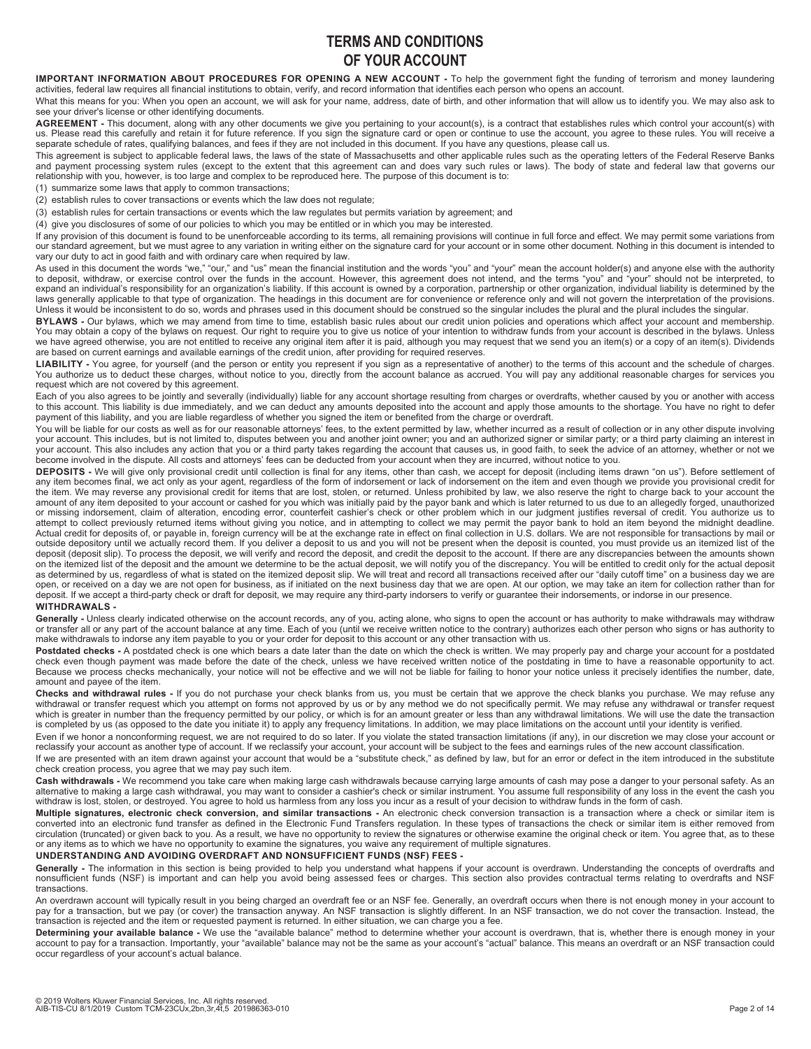# TERMS AND CONDITIONS OF YOUR ACCOUNT

**IMPORTANT INFORMATION ABOUT PROCEDURES FOR OPENING A NEW ACCOUNT -** To help the government fight the funding of terrorism and money laundering activities, federal law requires all financial institutions to obtain, verify, and record information that identifies each person who opens an account.

What this means for you: When you open an account, we will ask for your name, address, date of birth, and other information that will allow us to identify you. We may also ask to see your driver's license or other identifying documents.

**AGREEMENT -** This document, along with any other documents we give you pertaining to your account(s), is a contract that establishes rules which control your account(s) with us. Please read this carefully and retain it for future reference. If you sign the signature card or open or continue to use the account, you agree to these rules. You will receive a separate schedule of rates, qualifying balances, and fees if they are not included in this document. If you have any questions, please call us.

This agreement is subject to applicable federal laws, the laws of the state of Massachusetts and other applicable rules such as the operating letters of the Federal Reserve Banks and payment processing system rules (except to the extent that this agreement can and does vary such rules or laws). The body of state and federal law that governs our relationship with you, however, is too large and complex to be reproduced here. The purpose of this document is to:

(1) summarize some laws that apply to common transactions;

(2) establish rules to cover transactions or events which the law does not regulate;

(3) establish rules for certain transactions or events which the law regulates but permits variation by agreement; and

(4) give you disclosures of some of our policies to which you may be entitled or in which you may be interested.

If any provision of this document is found to be unenforceable according to its terms, all remaining provisions will continue in full force and effect. We may permit some variations from our standard agreement, but we must agree to any variation in writing either on the signature card for your account or in some other document. Nothing in this document is intended to vary our duty to act in good faith and with ordinary care when required by law.

As used in this document the words "we," "our," and "us" mean the financial institution and the words "you" and "your" mean the account holder(s) and anyone else with the authority to deposit, withdraw, or exercise control over the funds in the account. However, this agreement does not intend, and the terms "you" and "your" should not be interpreted, to expand an individual's responsibility for an organization's liability. If this account is owned by a corporation, partnership or other organization, individual liability is determined by the laws generally applicable to that type of organization. The headings in this document are for convenience or reference only and will not govern the interpretation of the provisions. Unless it would be inconsistent to do so, words and phrases used in this document should be construed so the singular includes the plural and the plural includes the singular.

**BYLAWS -** Our bylaws, which we may amend from time to time, establish basic rules about our credit union policies and operations which affect your account and membership. You may obtain a copy of the bylaws on request. Our right to require you to give us notice of your intention to withdraw funds from your account is described in the bylaws. Unless we have agreed otherwise, you are not entitled to receive any original item after it is paid, although you may request that we send you an item(s) or a copy of an item(s). Dividends are based on current earnings and available earnings of the credit union, after providing for required reserves.

**LIABILITY -** You agree, for yourself (and the person or entity you represent if you sign as a representative of another) to the terms of this account and the schedule of charges. You authorize us to deduct these charges, without notice to you, directly from the account balance as accrued. You will pay any additional reasonable charges for services you request which are not covered by this agreement.

Each of you also agrees to be jointly and severally (individually) liable for any account shortage resulting from charges or overdrafts, whether caused by you or another with access to this account. This liability is due immediately, and we can deduct any amounts deposited into the account and apply those amounts to the shortage. You have no right to defer payment of this liability, and you are liable regardless of whether you signed the item or benefited from the charge or overdraft.

You will be liable for our costs as well as for our reasonable attorneys' fees, to the extent permitted by law, whether incurred as a result of collection or in any other dispute involving your account. This includes, but is not limited to, disputes between you and another joint owner; you and an authorized signer or similar party; or a third party claiming an interest in your account. This also includes any action that you or a third party takes regarding the account that causes us, in good faith, to seek the advice of an attorney, whether or not we become involved in the dispute. All costs and attorneys' fees can be deducted from your account when they are incurred, without notice to you.

**DEPOSITS -** We will give only provisional credit until collection is final for any items, other than cash, we accept for deposit (including items drawn "on us"). Before settlement of any item becomes final, we act only as your agent, regardless of the form of indorsement or lack of indorsement on the item and even though we provide you provisional credit for the item. We may reverse any provisional credit for items that are lost, stolen, or returned. Unless prohibited by law, we also reserve the right to charge back to your account the amount of any item deposited to your account or cashed for you which was initially paid by the payor bank and which is later returned to us due to an allegedly forged, unauthorized or missing indorsement, claim of alteration, encoding error, counterfeit cashier's check or other problem which in our judgment justifies reversal of credit. You authorize us to attempt to collect previously returned items without giving you notice, and in attempting to collect we may permit the payor bank to hold an item beyond the midnight deadline. Actual credit for deposits of, or payable in, foreign currency will be at the exchange rate in effect on final collection in U.S. dollars. We are not responsible for transactions by mail or outside depository until we actually record them. If you deliver a deposit to us and you will not be present when the deposit is counted, you must provide us an itemized list of the deposit (deposit slip). To process the deposit, we will verify and record the deposit, and credit the deposit to the account. If there are any discrepancies between the amounts shown on the itemized list of the deposit and the amount we determine to be the actual deposit, we will notify you of the discrepancy. You will be entitled to credit only for the actual deposit as determined by us, regardless of what is stated on the itemized deposit slip. We will treat and record all transactions received after our "daily cutoff time" on a business day we are open, or received on a day we are not open for business, as if initiated on the next business day that we are open. At our option, we may take an item for collection rather than for deposit. If we accept a third-party check or draft for deposit, we may require any third-party indorsers to verify or guarantee their indorsements, or indorse in our presence.

**WITHDRAWALS -**

**Generally -** Unless clearly indicated otherwise on the account records, any of you, acting alone, who signs to open the account or has authority to make withdrawals may withdraw or transfer all or any part of the account balance at any time. Each of you (until we receive written notice to the contrary) authorizes each other person who signs or has authority to make withdrawals to indorse any item payable to you or your order for deposit to this account or any other transaction with us.

**Postdated checks -** A postdated check is one which bears a date later than the date on which the check is written. We may properly pay and charge your account for a postdated check even though payment was made before the date of the check, unless we have received written notice of the postdating in time to have a reasonable opportunity to act. Because we process checks mechanically, your notice will not be effective and we will not be liable for failing to honor your notice unless it precisely identifies the number, date, amount and payee of the item.

**Checks and withdrawal rules -** If you do not purchase your check blanks from us, you must be certain that we approve the check blanks you purchase. We may refuse any withdrawal or transfer request which you attempt on forms not approved by us or by any method we do not specifically permit. We may refuse any withdrawal or transfer request which is greater in number than the frequency permitted by our policy, or which is for an amount greater or less than any withdrawal limitations. We will use the date the transaction is completed by us (as opposed to the date you initiate it) to apply any frequency limitations. In addition, we may place limitations on the account until your identity is verified.

Even if we honor a nonconforming request, we are not required to do so later. If you violate the stated transaction limitations (if any), in our discretion we may close your account or reclassify your account as another type of account. If we reclassify your account, your account will be subject to the fees and earnings rules of the new account classification.

If we are presented with an item drawn against your account that would be a "substitute check," as defined by law, but for an error or defect in the item introduced in the substitute check creation process, you agree that we may pay such item.

**Cash withdrawals -** We recommend you take care when making large cash withdrawals because carrying large amounts of cash may pose a danger to your personal safety. As an alternative to making a large cash withdrawal, you may want to consider a cashier's check or similar instrument. You assume full responsibility of any loss in the event the cash you withdraw is lost, stolen, or destroyed. You agree to hold us harmless from any loss you incur as a result of your decision to withdraw funds in the form of cash.

**Multiple signatures, electronic check conversion, and similar transactions -** An electronic check conversion transaction is a transaction where a check or similar item is converted into an electronic fund transfer as defined in the Electronic Fund Transfers regulation. In these types of transactions the check or similar item is either removed from circulation (truncated) or given back to you. As a result, we have no opportunity to review the signatures or otherwise examine the original check or item. You agree that, as to these or any items as to which we have no opportunity to examine the signatures, you waive any requirement of multiple signatures.

**UNDERSTANDING AND AVOIDING OVERDRAFT AND NONSUFFICIENT FUNDS (NSF) FEES -**

**Generally -** The information in this section is being provided to help you understand what happens if your account is overdrawn. Understanding the concepts of overdrafts and nonsufficient funds (NSF) is important and can help you avoid being assessed fees or charges. This section also provides contractual terms relating to overdrafts and NSF transactions.

An overdrawn account will typically result in you being charged an overdraft fee or an NSF fee. Generally, an overdraft occurs when there is not enough money in your account to pay for a transaction, but we pay (or cover) the transaction anyway. An NSF transaction is slightly different. In an NSF transaction, we do not cover the transaction. Instead, the transaction is rejected and the item or requested payment is returned. In either situation, we can charge you a fee.

**Determining your available balance -** We use the "available balance" method to determine whether your account is overdrawn, that is, whether there is enough money in your account to pay for a transaction. Importantly, your "available" balance may not be the same as your account's "actual" balance. This means an overdraft or an NSF transaction could occur regardless of your account's actual balance.

© 2019 Wolters Kluwer Financial Services, Inc. All rights reserved.
AIB-TIS-CU 8/1/2019 Custom TCM-23CUx,2bn,3r,4t,5 201986363-010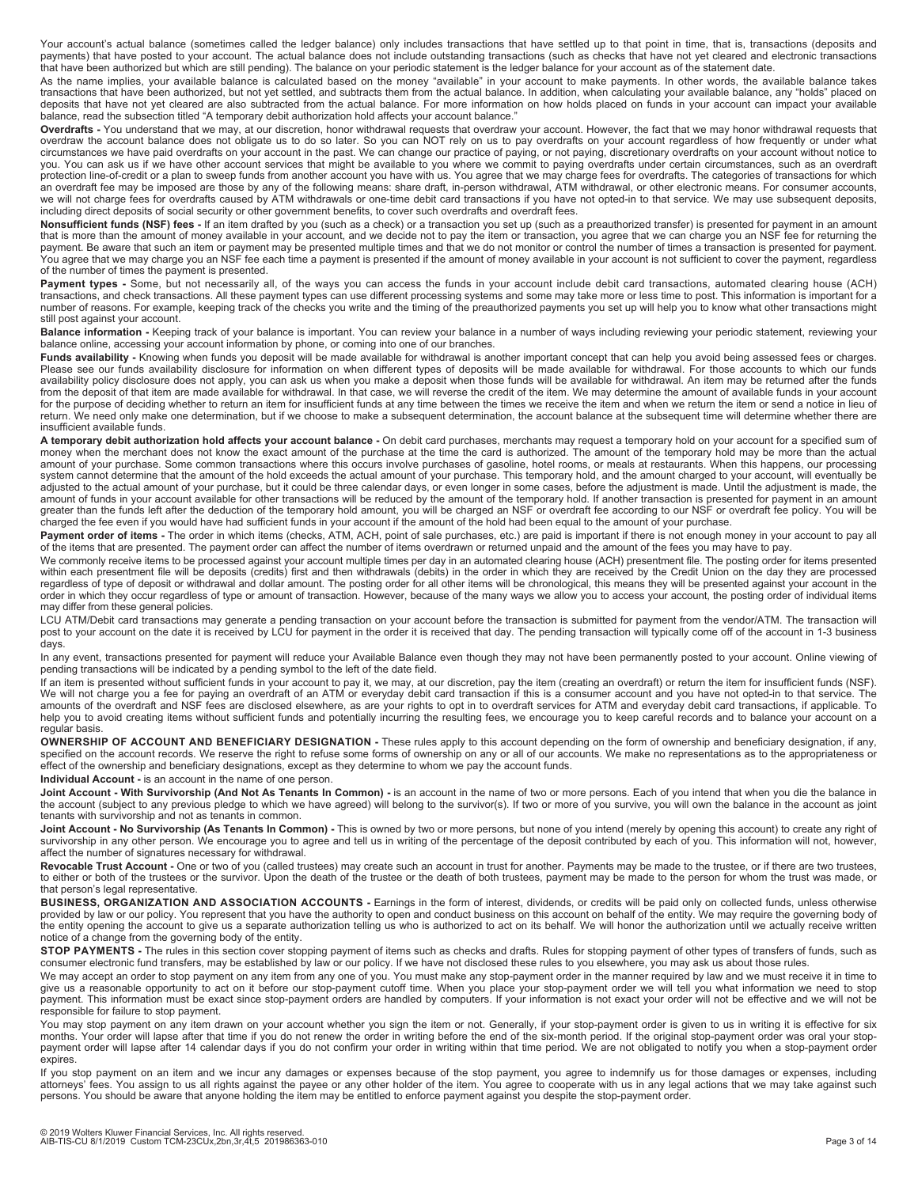Your account's actual balance (sometimes called the ledger balance) only includes transactions that have settled up to that point in time, that is, transactions (deposits and payments) that have posted to your account. The actual balance does not include outstanding transactions (such as checks that have not yet cleared and electronic transactions that have been authorized but which are still pending). The balance on your periodic statement is the ledger balance for your account as of the statement date.

As the name implies, your available balance is calculated based on the money "available" in your account to make payments. In other words, the available balance takes transactions that have been authorized, but not yet settled, and subtracts them from the actual balance. In addition, when calculating your available balance, any "holds" placed on deposits that have not yet cleared are also subtracted from the actual balance. For more information on how holds placed on funds in your account can impact your available balance, read the subsection titled "A temporary debit authorization hold affects your account balance."

**Overdrafts -** You understand that we may, at our discretion, honor withdrawal requests that overdraw your account. However, the fact that we may honor withdrawal requests that overdraw the account balance does not obligate us to do so later. So you can NOT rely on us to pay overdrafts on your account regardless of how frequently or under what circumstances we have paid overdrafts on your account in the past. We can change our practice of paying, or not paying, discretionary overdrafts on your account without notice to you. You can ask us if we have other account services that might be available to you where we commit to paying overdrafts under certain circumstances, such as an overdraft protection line-of-credit or a plan to sweep funds from another account you have with us. You agree that we may charge fees for overdrafts. The categories of transactions for which an overdraft fee may be imposed are those by any of the following means: share draft, in-person withdrawal, ATM withdrawal, or other electronic means. For consumer accounts, we will not charge fees for overdrafts caused by ATM withdrawals or one-time debit card transactions if you have not opted-in to that service. We may use subsequent deposits, including direct deposits of social security or other government benefits, to cover such overdrafts and overdraft fees.

**Nonsufficient funds (NSF) fees -** If an item drafted by you (such as a check) or a transaction you set up (such as a preauthorized transfer) is presented for payment in an amount that is more than the amount of money available in your account, and we decide not to pay the item or transaction, you agree that we can charge you an NSF fee for returning the payment. Be aware that such an item or payment may be presented multiple times and that we do not monitor or control the number of times a transaction is presented for payment. You agree that we may charge you an NSF fee each time a payment is presented if the amount of money available in your account is not sufficient to cover the payment, regardless of the number of times the payment is presented.

**Payment types -** Some, but not necessarily all, of the ways you can access the funds in your account include debit card transactions, automated clearing house (ACH) transactions, and check transactions. All these payment types can use different processing systems and some may take more or less time to post. This information is important for a number of reasons. For example, keeping track of the checks you write and the timing of the preauthorized payments you set up will help you to know what other transactions might still post against your account.

**Balance information -** Keeping track of your balance is important. You can review your balance in a number of ways including reviewing your periodic statement, reviewing your balance online, accessing your account information by phone, or coming into one of our branches.

**Funds availability -** Knowing when funds you deposit will be made available for withdrawal is another important concept that can help you avoid being assessed fees or charges. Please see our funds availability disclosure for information on when different types of deposits will be made available for withdrawal. For those accounts to which our funds availability policy disclosure does not apply, you can ask us when you make a deposit when those funds will be available for withdrawal. An item may be returned after the funds from the deposit of that item are made available for withdrawal. In that case, we will reverse the credit of the item. We may determine the amount of available funds in your account for the purpose of deciding whether to return an item for insufficient funds at any time between the times we receive the item and when we return the item or send a notice in lieu of return. We need only make one determination, but if we choose to make a subsequent determination, the account balance at the subsequent time will determine whether there are insufficient available funds.

**A temporary debit authorization hold affects your account balance -** On debit card purchases, merchants may request a temporary hold on your account for a specified sum of money when the merchant does not know the exact amount of the purchase at the time the card is authorized. The amount of the temporary hold may be more than the actual amount of your purchase. Some common transactions where this occurs involve purchases of gasoline, hotel rooms, or meals at restaurants. When this happens, our processing system cannot determine that the amount of the hold exceeds the actual amount of your purchase. This temporary hold, and the amount charged to your account, will eventually be adjusted to the actual amount of your purchase, but it could be three calendar days, or even longer in some cases, before the adjustment is made. Until the adjustment is made, the amount of funds in your account available for other transactions will be reduced by the amount of the temporary hold. If another transaction is presented for payment in an amount greater than the funds left after the deduction of the temporary hold amount, you will be charged an NSF or overdraft fee according to our NSF or overdraft fee policy. You will be charged the fee even if you would have had sufficient funds in your account if the amount of the hold had been equal to the amount of your purchase.

**Payment order of items -** The order in which items (checks, ATM, ACH, point of sale purchases, etc.) are paid is important if there is not enough money in your account to pay all of the items that are presented. The payment order can affect the number of items overdrawn or returned unpaid and the amount of the fees you may have to pay.

We commonly receive items to be processed against your account multiple times per day in an automated clearing house (ACH) presentment file. The posting order for items presented within each presentment file will be deposits (credits) first and then withdrawals (debits) in the order in which they are received by the Credit Union on the day they are processed regardless of type of deposit or withdrawal and dollar amount. The posting order for all other items will be chronological, this means they will be presented against your account in the order in which they occur regardless of type or amount of transaction. However, because of the many ways we allow you to access your account, the posting order of individual items may differ from these general policies.

LCU ATM/Debit card transactions may generate a pending transaction on your account before the transaction is submitted for payment from the vendor/ATM. The transaction will post to your account on the date it is received by LCU for payment in the order it is received that day. The pending transaction will typically come off of the account in 1-3 business days.

In any event, transactions presented for payment will reduce your Available Balance even though they may not have been permanently posted to your account. Online viewing of pending transactions will be indicated by a pending symbol to the left of the date field.

If an item is presented without sufficient funds in your account to pay it, we may, at our discretion, pay the item (creating an overdraft) or return the item for insufficient funds (NSF). We will not charge you a fee for paying an overdraft of an ATM or everyday debit card transaction if this is a consumer account and you have not opted-in to that service. The amounts of the overdraft and NSF fees are disclosed elsewhere, as are your rights to opt in to overdraft services for ATM and everyday debit card transactions, if applicable. To help you to avoid creating items without sufficient funds and potentially incurring the resulting fees, we encourage you to keep careful records and to balance your account on a regular basis.

**OWNERSHIP OF ACCOUNT AND BENEFICIARY DESIGNATION -** These rules apply to this account depending on the form of ownership and beneficiary designation, if any, specified on the account records. We reserve the right to refuse some forms of ownership on any or all of our accounts. We make no representations as to the appropriateness or effect of the ownership and beneficiary designations, except as they determine to whom we pay the account funds.

**Individual Account -** is an account in the name of one person.

**Joint Account - With Survivorship (And Not As Tenants In Common) -** is an account in the name of two or more persons. Each of you intend that when you die the balance in the account (subject to any previous pledge to which we have agreed) will belong to the survivor(s). If two or more of you survive, you will own the balance in the account as joint tenants with survivorship and not as tenants in common.

**Joint Account - No Survivorship (As Tenants In Common) -** This is owned by two or more persons, but none of you intend (merely by opening this account) to create any right of survivorship in any other person. We encourage you to agree and tell us in writing of the percentage of the deposit contributed by each of you. This information will not, however, affect the number of signatures necessary for withdrawal.

**Revocable Trust Account -** One or two of you (called trustees) may create such an account in trust for another. Payments may be made to the trustee, or if there are two trustees, to either or both of the trustees or the survivor. Upon the death of the trustee or the death of both trustees, payment may be made to the person for whom the trust was made, or that person's legal representative.

**BUSINESS, ORGANIZATION AND ASSOCIATION ACCOUNTS -** Earnings in the form of interest, dividends, or credits will be paid only on collected funds, unless otherwise provided by law or our policy. You represent that you have the authority to open and conduct business on this account on behalf of the entity. We may require the governing body of the entity opening the account to give us a separate authorization telling us who is authorized to act on its behalf. We will honor the authorization until we actually receive written notice of a change from the governing body of the entity.

**STOP PAYMENTS -** The rules in this section cover stopping payment of items such as checks and drafts. Rules for stopping payment of other types of transfers of funds, such as consumer electronic fund transfers, may be established by law or our policy. If we have not disclosed these rules to you elsewhere, you may ask us about those rules.

We may accept an order to stop payment on any item from any one of you. You must make any stop-payment order in the manner required by law and we must receive it in time to give us a reasonable opportunity to act on it before our stop-payment cutoff time. When you place your stop-payment order we will tell you what information we need to stop payment. This information must be exact since stop-payment orders are handled by computers. If your information is not exact your order will not be effective and we will not be responsible for failure to stop payment.

You may stop payment on any item drawn on your account whether you sign the item or not. Generally, if your stop-payment order is given to us in writing it is effective for six months. Your order will lapse after that time if you do not renew the order in writing before the end of the six-month period. If the original stop-payment order was oral your stop-payment order will lapse after 14 calendar days if you do not confirm your order in writing within that time period. We are not obligated to notify you when a stop-payment order expires.

If you stop payment on an item and we incur any damages or expenses because of the stop payment, you agree to indemnify us for those damages or expenses, including attorneys' fees. You assign to us all rights against the payee or any other holder of the item. You agree to cooperate with us in any legal actions that we may take against such persons. You should be aware that anyone holding the item may be entitled to enforce payment against you despite the stop-payment order.

© 2019 Wolters Kluwer Financial Services, Inc. All rights reserved.
AIB-TIS-CU 8/1/2019 Custom TCM-23CUx,2bn,3r,4t,5 201986363-010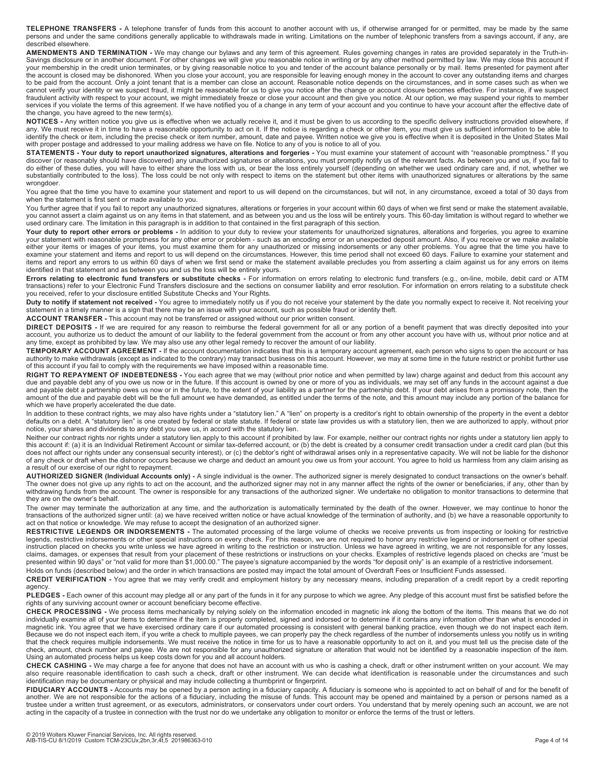**TELEPHONE TRANSFERS -** A telephone transfer of funds from this account to another account with us, if otherwise arranged for or permitted, may be made by the same persons and under the same conditions generally applicable to withdrawals made in writing. Limitations on the number of telephonic transfers from a savings account, if any, are described elsewhere.

**AMENDMENTS AND TERMINATION -** We may change our bylaws and any term of this agreement. Rules governing changes in rates are provided separately in the Truth-in-Savings disclosure or in another document. For other changes we will give you reasonable notice in writing or by any other method permitted by law. We may close this account if your membership in the credit union terminates, or by giving reasonable notice to you and tender of the account balance personally or by mail. Items presented for payment after the account is closed may be dishonored. When you close your account, you are responsible for leaving enough money in the account to cover any outstanding items and charges to be paid from the account. Only a joint tenant that is a member can close an account. Reasonable notice depends on the circumstances, and in some cases such as when we cannot verify your identity or we suspect fraud, it might be reasonable for us to give you notice after the change or account closure becomes effective. For instance, if we suspect fraudulent activity with respect to your account, we might immediately freeze or close your account and then give you notice. At our option, we may suspend your rights to member services if you violate the terms of this agreement. If we have notified you of a change in any term of your account and you continue to have your account after the effective date of the change, you have agreed to the new term(s).

**NOTICES -** Any written notice you give us is effective when we actually receive it, and it must be given to us according to the specific delivery instructions provided elsewhere, if any. We must receive it in time to have a reasonable opportunity to act on it. If the notice is regarding a check or other item, you must give us sufficient information to be able to identify the check or item, including the precise check or item number, amount, date and payee. Written notice we give you is effective when it is deposited in the United States Mail with proper postage and addressed to your mailing address we have on file. Notice to any of you is notice to all of you.

**STATEMENTS - Your duty to report unauthorized signatures, alterations and forgeries -** You must examine your statement of account with "reasonable promptness." If you discover (or reasonably should have discovered) any unauthorized signatures or alterations, you must promptly notify us of the relevant facts. As between you and us, if you fail to do either of these duties, you will have to either share the loss with us, or bear the loss entirely yourself (depending on whether we used ordinary care and, if not, whether we substantially contributed to the loss). The loss could be not only with respect to items on the statement but other items with unauthorized signatures or alterations by the same wrongdoer.

You agree that the time you have to examine your statement and report to us will depend on the circumstances, but will not, in any circumstance, exceed a total of 30 days from when the statement is first sent or made available to you.

You further agree that if you fail to report any unauthorized signatures, alterations or forgeries in your account within 60 days of when we first send or make the statement available, you cannot assert a claim against us on any items in that statement, and as between you and us the loss will be entirely yours. This 60-day limitation is without regard to whether we used ordinary care. The limitation in this paragraph is in addition to that contained in the first paragraph of this section.

**Your duty to report other errors or problems -** In addition to your duty to review your statements for unauthorized signatures, alterations and forgeries, you agree to examine your statement with reasonable promptness for any other error or problem - such as an encoding error or an unexpected deposit amount. Also, if you receive or we make available either your items or images of your items, you must examine them for any unauthorized or missing indorsements or any other problems. You agree that the time you have to examine your statement and items and report to us will depend on the circumstances. However, this time period shall not exceed 60 days. Failure to examine your statement and items and report any errors to us within 60 days of when we first send or make the statement available precludes you from asserting a claim against us for any errors on items identified in that statement and as between you and us the loss will be entirely yours.

**Errors relating to electronic fund transfers or substitute checks -** For information on errors relating to electronic fund transfers (e.g., on-line, mobile, debit card or ATM transactions) refer to your Electronic Fund Transfers disclosure and the sections on consumer liability and error resolution. For information on errors relating to a substitute check you received, refer to your disclosure entitled Substitute Checks and Your Rights.

**Duty to notify if statement not received -** You agree to immediately notify us if you do not receive your statement by the date you normally expect to receive it. Not receiving your statement in a timely manner is a sign that there may be an issue with your account, such as possible fraud or identity theft.

**ACCOUNT TRANSFER -** This account may not be transferred or assigned without our prior written consent.

**DIRECT DEPOSITS -** If we are required for any reason to reimburse the federal government for all or any portion of a benefit payment that was directly deposited into your account, you authorize us to deduct the amount of our liability to the federal government from the account or from any other account you have with us, without prior notice and at any time, except as prohibited by law. We may also use any other legal remedy to recover the amount of our liability.

**TEMPORARY ACCOUNT AGREEMENT -** If the account documentation indicates that this is a temporary account agreement, each person who signs to open the account or has authority to make withdrawals (except as indicated to the contrary) may transact business on this account. However, we may at some time in the future restrict or prohibit further use of this account if you fail to comply with the requirements we have imposed within a reasonable time.

**RIGHT TO REPAYMENT OF INDEBTEDNESS -** You each agree that we may (without prior notice and when permitted by law) charge against and deduct from this account any due and payable debt any of you owe us now or in the future. If this account is owned by one or more of you as individuals, we may set off any funds in the account against a due and payable debt a partnership owes us now or in the future, to the extent of your liability as a partner for the partnership debt. If your debt arises from a promissory note, then the amount of the due and payable debt will be the full amount we have demanded, as entitled under the terms of the note, and this amount may include any portion of the balance for which we have properly accelerated the due date.

In addition to these contract rights, we may also have rights under a "statutory lien." A "lien" on property is a creditor's right to obtain ownership of the property in the event a debtor defaults on a debt. A "statutory lien" is one created by federal or state statute. If federal or state law provides us with a statutory lien, then we are authorized to apply, without prior notice, your shares and dividends to any debt you owe us, in accord with the statutory lien.

Neither our contract rights nor rights under a statutory lien apply to this account if prohibited by law. For example, neither our contract rights nor rights under a statutory lien apply to this account if: (a) it is an Individual Retirement Account or similar tax-deferred account, or (b) the debt is created by a consumer credit transaction under a credit card plan (but this does not affect our rights under any consensual security interest), or (c) the debtor's right of withdrawal arises only in a representative capacity. We will not be liable for the dishonor of any check or draft when the dishonor occurs because we charge and deduct an amount you owe us from your account. You agree to hold us harmless from any claim arising as a result of our exercise of our right to repayment.

**AUTHORIZED SIGNER (Individual Accounts only) -** A single individual is the owner. The authorized signer is merely designated to conduct transactions on the owner's behalf. The owner does not give up any rights to act on the account, and the authorized signer may not in any manner affect the rights of the owner or beneficiaries, if any, other than by withdrawing funds from the account. The owner is responsible for any transactions of the authorized signer. We undertake no obligation to monitor transactions to determine that they are on the owner's behalf.

The owner may terminate the authorization at any time, and the authorization is automatically terminated by the death of the owner. However, we may continue to honor the transactions of the authorized signer until: (a) we have received written notice or have actual knowledge of the termination of authority, and (b) we have a reasonable opportunity to act on that notice or knowledge. We may refuse to accept the designation of an authorized signer.

**RESTRICTIVE LEGENDS OR INDORSEMENTS -** The automated processing of the large volume of checks we receive prevents us from inspecting or looking for restrictive legends, restrictive indorsements or other special instructions on every check. For this reason, we are not required to honor any restrictive legend or indorsement or other special instruction placed on checks you write unless we have agreed in writing to the restriction or instruction. Unless we have agreed in writing, we are not responsible for any losses, claims, damages, or expenses that result from your placement of these restrictions or instructions on your checks. Examples of restrictive legends placed on checks are "must be presented within 90 days" or "not valid for more than $1,000.00." The payee's signature accompanied by the words "for deposit only" is an example of a restrictive indorsement.

Holds on funds (described below) and the order in which transactions are posted may impact the total amount of Overdraft Fees or Insufficient Funds assessed.

**CREDIT VERIFICATION -** You agree that we may verify credit and employment history by any necessary means, including preparation of a credit report by a credit reporting agency.

**PLEDGES -** Each owner of this account may pledge all or any part of the funds in it for any purpose to which we agree. Any pledge of this account must first be satisfied before the rights of any surviving account owner or account beneficiary become effective.

**CHECK PROCESSING -** We process items mechanically by relying solely on the information encoded in magnetic ink along the bottom of the items. This means that we do not individually examine all of your items to determine if the item is properly completed, signed and indorsed or to determine if it contains any information other than what is encoded in magnetic ink. You agree that we have exercised ordinary care if our automated processing is consistent with general banking practice, even though we do not inspect each item. Because we do not inspect each item, if you write a check to multiple payees, we can properly pay the check regardless of the number of indorsements unless you notify us in writing that the check requires multiple indorsements. We must receive the notice in time for us to have a reasonable opportunity to act on it, and you must tell us the precise date of the check, amount, check number and payee. We are not responsible for any unauthorized signature or alteration that would not be identified by a reasonable inspection of the item. Using an automated process helps us keep costs down for you and all account holders.

**CHECK CASHING -** We may charge a fee for anyone that does not have an account with us who is cashing a check, draft or other instrument written on your account. We may also require reasonable identification to cash such a check, draft or other instrument. We can decide what identification is reasonable under the circumstances and such identification may be documentary or physical and may include collecting a thumbprint or fingerprint.

**FIDUCIARY ACCOUNTS -** Accounts may be opened by a person acting in a fiduciary capacity. A fiduciary is someone who is appointed to act on behalf of and for the benefit of another. We are not responsible for the actions of a fiduciary, including the misuse of funds. This account may be opened and maintained by a person or persons named as a trustee under a written trust agreement, or as executors, administrators, or conservators under court orders. You understand that by merely opening such an account, we are not acting in the capacity of a trustee in connection with the trust nor do we undertake any obligation to monitor or enforce the terms of the trust or letters.

© 2019 Wolters Kluwer Financial Services, Inc. All rights reserved.
AIB-TIS-CU 8/1/2019 Custom TCM-23CUx,2bn,3r,4t,5 201986363-010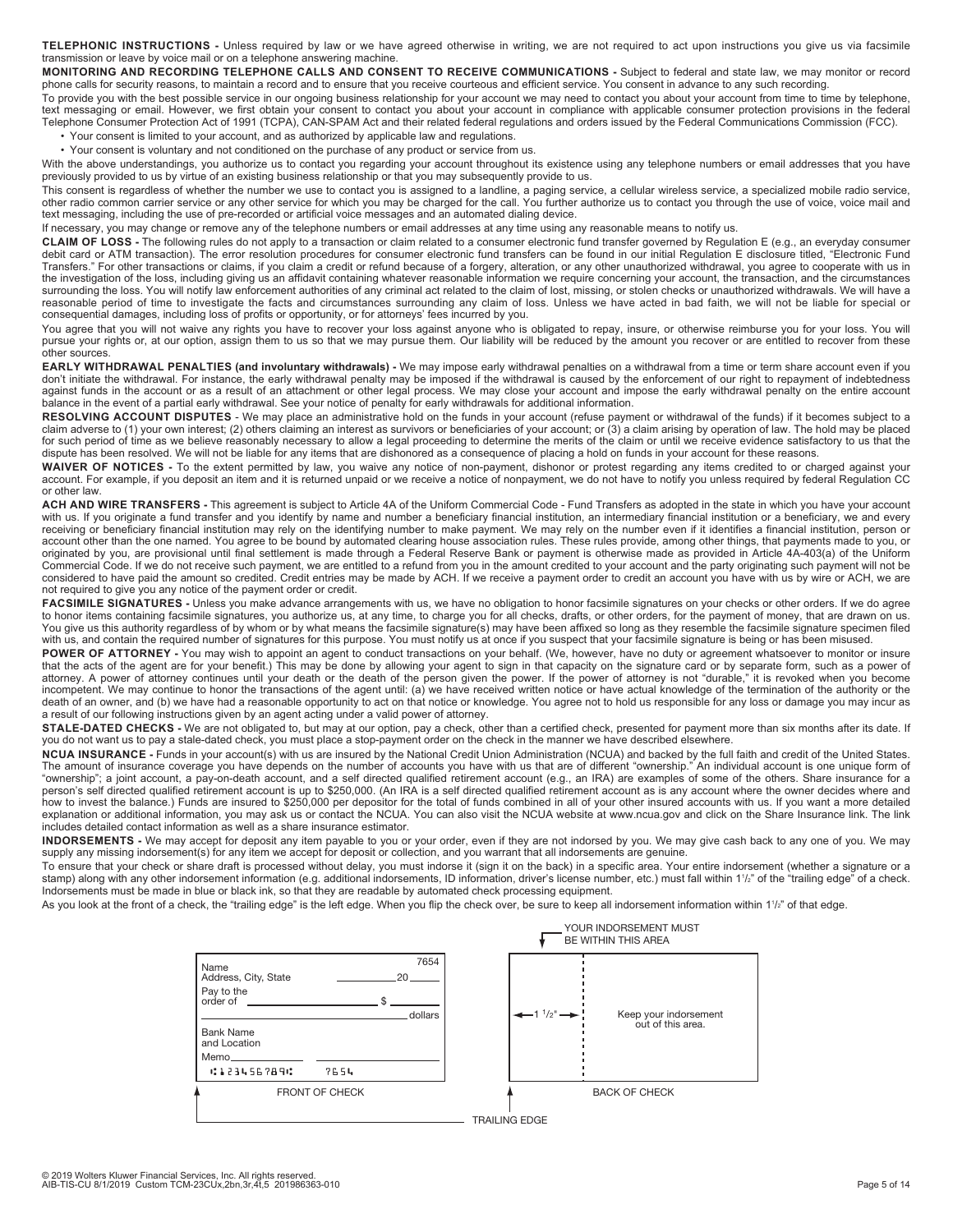**TELEPHONIC INSTRUCTIONS -** Unless required by law or we have agreed otherwise in writing, we are not required to act upon instructions you give us via facsimile transmission or leave by voice mail or on a telephone answering machine.

**MONITORING AND RECORDING TELEPHONE CALLS AND CONSENT TO RECEIVE COMMUNICATIONS -** Subject to federal and state law, we may monitor or record phone calls for security reasons, to maintain a record and to ensure that you receive courteous and efficient service. You consent in advance to any such recording.

To provide you with the best possible service in our ongoing business relationship for your account we may need to contact you about your account from time to time by telephone, text messaging or email. However, we first obtain your consent to contact you about your account in compliance with applicable consumer protection provisions in the federal Telephone Consumer Protection Act of 1991 (TCPA), CAN-SPAM Act and their related federal regulations and orders issued by the Federal Communications Commission (FCC).

- Your consent is limited to your account, and as authorized by applicable law and regulations.
- Your consent is voluntary and not conditioned on the purchase of any product or service from us.

With the above understandings, you authorize us to contact you regarding your account throughout its existence using any telephone numbers or email addresses that you have previously provided to us by virtue of an existing business relationship or that you may subsequently provide to us.

This consent is regardless of whether the number we use to contact you is assigned to a landline, a paging service, a cellular wireless service, a specialized mobile radio service, other radio common carrier service or any other service for which you may be charged for the call. You further authorize us to contact you through the use of voice, voice mail and text messaging, including the use of pre-recorded or artificial voice messages and an automated dialing device.

If necessary, you may change or remove any of the telephone numbers or email addresses at any time using any reasonable means to notify us.

**CLAIM OF LOSS -** The following rules do not apply to a transaction or claim related to a consumer electronic fund transfer governed by Regulation E (e.g., an everyday consumer debit card or ATM transaction). The error resolution procedures for consumer electronic fund transfers can be found in our initial Regulation E disclosure titled, "Electronic Fund Transfers." For other transactions or claims, if you claim a credit or refund because of a forgery, alteration, or any other unauthorized withdrawal, you agree to cooperate with us in the investigation of the loss, including giving us an affidavit containing whatever reasonable information we require concerning your account, the transaction, and the circumstances surrounding the loss. You will notify law enforcement authorities of any criminal act related to the claim of lost, missing, or stolen checks or unauthorized withdrawals. We will have a reasonable period of time to investigate the facts and circumstances surrounding any claim of loss. Unless we have acted in bad faith, we will not be liable for special or consequential damages, including loss of profits or opportunity, or for attorneys' fees incurred by you.

You agree that you will not waive any rights you have to recover your loss against anyone who is obligated to repay, insure, or otherwise reimburse you for your loss. You will pursue your rights or, at our option, assign them to us so that we may pursue them. Our liability will be reduced by the amount you recover or are entitled to recover from these other sources.

**EARLY WITHDRAWAL PENALTIES (and involuntary withdrawals) -** We may impose early withdrawal penalties on a withdrawal from a time or term share account even if you don't initiate the withdrawal. For instance, the early withdrawal penalty may be imposed if the withdrawal is caused by the enforcement of our right to repayment of indebtedness against funds in the account or as a result of an attachment or other legal process. We may close your account and impose the early withdrawal penalty on the entire account balance in the event of a partial early withdrawal. See your notice of penalty for early withdrawals for additional information.

**RESOLVING ACCOUNT DISPUTES** - We may place an administrative hold on the funds in your account (refuse payment or withdrawal of the funds) if it becomes subject to a claim adverse to (1) your own interest; (2) others claiming an interest as survivors or beneficiaries of your account; or (3) a claim arising by operation of law. The hold may be placed for such period of time as we believe reasonably necessary to allow a legal proceeding to determine the merits of the claim or until we receive evidence satisfactory to us that the dispute has been resolved. We will not be liable for any items that are dishonored as a consequence of placing a hold on funds in your account for these reasons.

**WAIVER OF NOTICES -** To the extent permitted by law, you waive any notice of non-payment, dishonor or protest regarding any items credited to or charged against your account. For example, if you deposit an item and it is returned unpaid or we receive a notice of nonpayment, we do not have to notify you unless required by federal Regulation CC or other law.

**ACH AND WIRE TRANSFERS -** This agreement is subject to Article 4A of the Uniform Commercial Code - Fund Transfers as adopted in the state in which you have your account with us. If you originate a fund transfer and you identify by name and number a beneficiary financial institution, an intermediary financial institution or a beneficiary, we and every receiving or beneficiary financial institution may rely on the identifying number to make payment. We may rely on the number even if it identifies a financial institution, person or account other than the one named. You agree to be bound by automated clearing house association rules. These rules provide, among other things, that payments made to you, or originated by you, are provisional until final settlement is made through a Federal Reserve Bank or payment is otherwise made as provided in Article 4A-403(a) of the Uniform Commercial Code. If we do not receive such payment, we are entitled to a refund from you in the amount credited to your account and the party originating such payment will not be considered to have paid the amount so credited. Credit entries may be made by ACH. If we receive a payment order to credit an account you have with us by wire or ACH, we are not required to give you any notice of the payment order or credit.

**FACSIMILE SIGNATURES -** Unless you make advance arrangements with us, we have no obligation to honor facsimile signatures on your checks or other orders. If we do agree to honor items containing facsimile signatures, you authorize us, at any time, to charge you for all checks, drafts, or other orders, for the payment of money, that are drawn on us. You give us this authority regardless of by whom or by what means the facsimile signature(s) may have been affixed so long as they resemble the facsimile signature specimen filed with us, and contain the required number of signatures for this purpose. You must notify us at once if you suspect that your facsimile signature is being or has been misused.

**POWER OF ATTORNEY -** You may wish to appoint an agent to conduct transactions on your behalf. (We, however, have no duty or agreement whatsoever to monitor or insure that the acts of the agent are for your benefit.) This may be done by allowing your agent to sign in that capacity on the signature card or by separate form, such as a power of attorney. A power of attorney continues until your death or the death of the person given the power. If the power of attorney is not "durable," it is revoked when you become incompetent. We may continue to honor the transactions of the agent until: (a) we have received written notice or have actual knowledge of the termination of the authority or the death of an owner, and (b) we have had a reasonable opportunity to act on that notice or knowledge. You agree not to hold us responsible for any loss or damage you may incur as a result of our following instructions given by an agent acting under a valid power of attorney.

**STALE-DATED CHECKS -** We are not obligated to, but may at our option, pay a check, other than a certified check, presented for payment more than six months after its date. If you do not want us to pay a stale-dated check, you must place a stop-payment order on the check in the manner we have described elsewhere.

**NCUA INSURANCE -** Funds in your account(s) with us are insured by the National Credit Union Administration (NCUA) and backed by the full faith and credit of the United States. The amount of insurance coverage you have depends on the number of accounts you have with us that are of different "ownership." An individual account is one unique form of "ownership"; a joint account, a pay-on-death account, and a self directed qualified retirement account (e.g., an IRA) are examples of some of the others. Share insurance for a person's self directed qualified retirement account is up to $250,000. (An IRA is a self directed qualified retirement account as is any account where the owner decides where and how to invest the balance.) Funds are insured to $250,000 per depositor for the total of funds combined in all of your other insured accounts with us. If you want a more detailed explanation or additional information, you may ask us or contact the NCUA. You can also visit the NCUA website at www.ncua.gov and click on the Share Insurance link. The link includes detailed contact information as well as a share insurance estimator.

**INDORSEMENTS -** We may accept for deposit any item payable to you or your order, even if they are not indorsed by you. We may give cash back to any one of you. We may supply any missing indorsement(s) for any item we accept for deposit or collection, and you warrant that all indorsements are genuine.

To ensure that your check or share draft is processed without delay, you must indorse it (sign it on the back) in a specific area. Your entire indorsement (whether a signature or a stamp) along with any other indorsement information (e.g. additional indorsements, ID information, driver's license number, etc.) must fall within 1½" of the "trailing edge" of a check. Indorsements must be made in blue or black ink, so that they are readable by automated check processing equipment.

As you look at the front of a check, the "trailing edge" is the left edge. When you flip the check over, be sure to keep all indorsement information within 1½" of that edge.

Name
Address, City, State ________ 20____ 7654
Pay to the order of ______________ $ ______
______________ dollars
Bank Name and Location
Memo ________
⑆123456789⑆ 7654

FRONT OF CHECK

YOUR INDORSEMENT MUST BE WITHIN THIS AREA

← 1 ½" →

Keep your indorsement out of this area.

BACK OF CHECK

TRAILING EDGE

© 2019 Wolters Kluwer Financial Services, Inc. All rights reserved.
AIB-TIS-CU 8/1/2019 Custom TCM-23CUx,2bn,3r,4t,5 201986363-010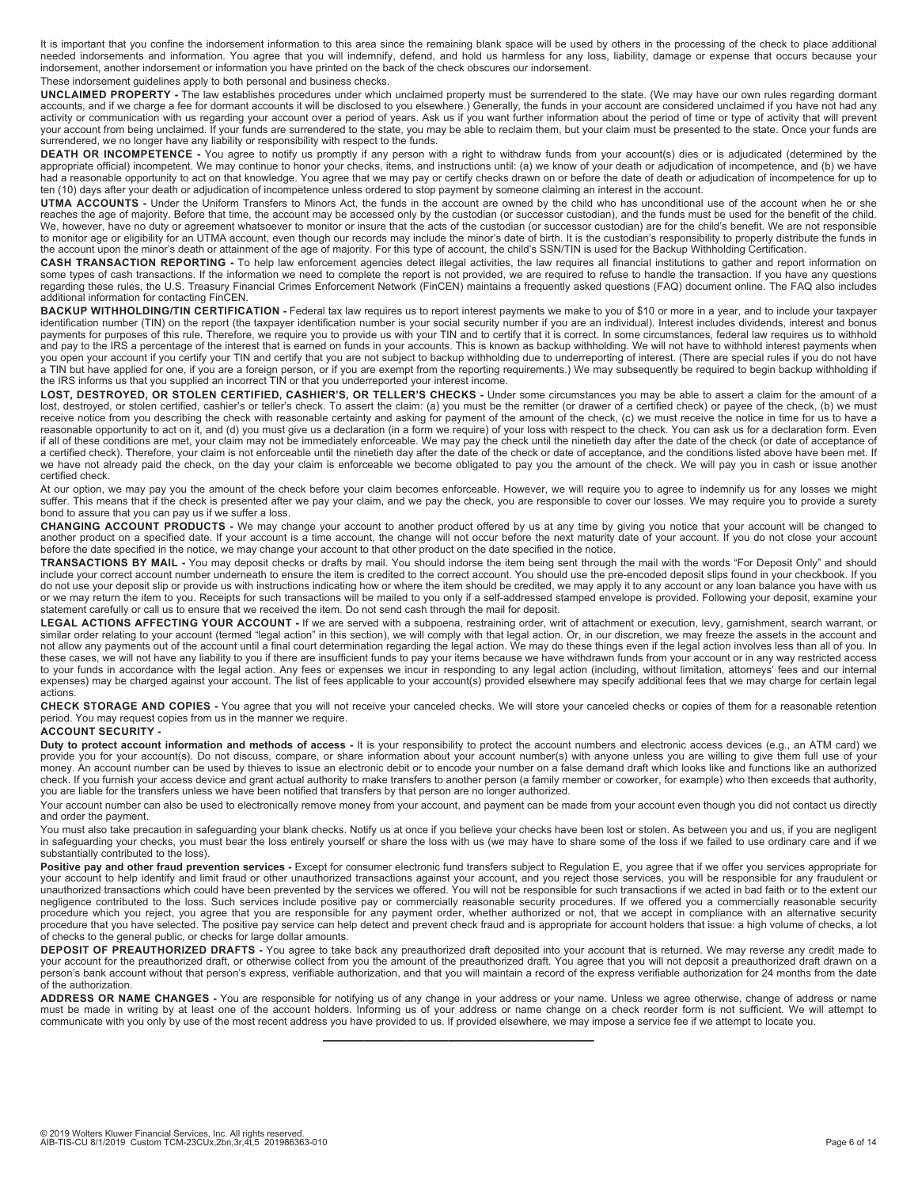It is important that you confine the indorsement information to this area since the remaining blank space will be used by others in the processing of the check to place additional needed indorsements and information. You agree that you will indemnify, defend, and hold us harmless for any loss, liability, damage or expense that occurs because your indorsement, another indorsement or information you have printed on the back of the check obscures our indorsement.

These indorsement guidelines apply to both personal and business checks.

**UNCLAIMED PROPERTY -** The law establishes procedures under which unclaimed property must be surrendered to the state. (We may have our own rules regarding dormant accounts, and if we charge a fee for dormant accounts it will be disclosed to you elsewhere.) Generally, the funds in your account are considered unclaimed if you have not had any activity or communication with us regarding your account over a period of years. Ask us if you want further information about the period of time or type of activity that will prevent your account from being unclaimed. If your funds are surrendered to the state, you may be able to reclaim them, but your claim must be presented to the state. Once your funds are surrendered, we no longer have any liability or responsibility with respect to the funds.

**DEATH OR INCOMPETENCE -** You agree to notify us promptly if any person with a right to withdraw funds from your account(s) dies or is adjudicated (determined by the appropriate official) incompetent. We may continue to honor your checks, items, and instructions until: (a) we know of your death or adjudication of incompetence, and (b) we have had a reasonable opportunity to act on that knowledge. You agree that we may pay or certify checks drawn on or before the date of death or adjudication of incompetence for up to ten (10) days after your death or adjudication of incompetence unless ordered to stop payment by someone claiming an interest in the account.

**UTMA ACCOUNTS -** Under the Uniform Transfers to Minors Act, the funds in the account are owned by the child who has unconditional use of the account when he or she reaches the age of majority. Before that time, the account may be accessed only by the custodian (or successor custodian), and the funds must be used for the benefit of the child. We, however, have no duty or agreement whatsoever to monitor or insure that the acts of the custodian (or successor custodian) are for the child's benefit. We are not responsible to monitor age or eligibility for an UTMA account, even though our records may include the minor's date of birth. It is the custodian's responsibility to properly distribute the funds in the account upon the minor's death or attainment of the age of majority. For this type of account, the child's SSN/TIN is used for the Backup Withholding Certification.

**CASH TRANSACTION REPORTING -** To help law enforcement agencies detect illegal activities, the law requires all financial institutions to gather and report information on some types of cash transactions. If the information we need to complete the report is not provided, we are required to refuse to handle the transaction. If you have any questions regarding these rules, the U.S. Treasury Financial Crimes Enforcement Network (FinCEN) maintains a frequently asked questions (FAQ) document online. The FAQ also includes additional information for contacting FinCEN.

**BACKUP WITHHOLDING/TIN CERTIFICATION -** Federal tax law requires us to report interest payments we make to you of $10 or more in a year, and to include your taxpayer identification number (TIN) on the report (the taxpayer identification number is your social security number if you are an individual). Interest includes dividends, interest and bonus payments for purposes of this rule. Therefore, we require you to provide us with your TIN and to certify that it is correct. In some circumstances, federal law requires us to withhold and pay to the IRS a percentage of the interest that is earned on funds in your accounts. This is known as backup withholding. We will not have to withhold interest payments when you open your account if you certify your TIN and certify that you are not subject to backup withholding due to underreporting of interest. (There are special rules if you do not have a TIN but have applied for one, if you are a foreign person, or if you are exempt from the reporting requirements.) We may subsequently be required to begin backup withholding if the IRS informs us that you supplied an incorrect TIN or that you underreported your interest income.

**LOST, DESTROYED, OR STOLEN CERTIFIED, CASHIER'S, OR TELLER'S CHECKS -** Under some circumstances you may be able to assert a claim for the amount of a lost, destroyed, or stolen certified, cashier's or teller's check. To assert the claim: (a) you must be the remitter (or drawer of a certified check) or payee of the check, (b) we must receive notice from you describing the check with reasonable certainty and asking for payment of the amount of the check, (c) we must receive the notice in time for us to have a reasonable opportunity to act on it, and (d) you must give us a declaration (in a form we require) of your loss with respect to the check. You can ask us for a declaration form. Even if all of these conditions are met, your claim may not be immediately enforceable. We may pay the check until the ninetieth day after the date of the check (or date of acceptance of a certified check). Therefore, your claim is not enforceable until the ninetieth day after the date of the check or date of acceptance, and the conditions listed above have been met. If we have not already paid the check, on the day your claim is enforceable we become obligated to pay you the amount of the check. We will pay you in cash or issue another certified check.

At our option, we may pay you the amount of the check before your claim becomes enforceable. However, we will require you to agree to indemnify us for any losses we might suffer. This means that if the check is presented after we pay your claim, and we pay the check, you are responsible to cover our losses. We may require you to provide a surety bond to assure that you can pay us if we suffer a loss.

**CHANGING ACCOUNT PRODUCTS -** We may change your account to another product offered by us at any time by giving you notice that your account will be changed to another product on a specified date. If your account is a time account, the change will not occur before the next maturity date of your account. If you do not close your account before the date specified in the notice, we may change your account to that other product on the date specified in the notice.

**TRANSACTIONS BY MAIL -** You may deposit checks or drafts by mail. You should indorse the item being sent through the mail with the words "For Deposit Only" and should include your correct account number underneath to ensure the item is credited to the correct account. You should use the pre-encoded deposit slips found in your checkbook. If you do not use your deposit slip or provide us with instructions indicating how or where the item should be credited, we may apply it to any account or any loan balance you have with us or we may return the item to you. Receipts for such transactions will be mailed to you only if a self-addressed stamped envelope is provided. Following your deposit, examine your statement carefully or call us to ensure that we received the item. Do not send cash through the mail for deposit.

**LEGAL ACTIONS AFFECTING YOUR ACCOUNT -** If we are served with a subpoena, restraining order, writ of attachment or execution, levy, garnishment, search warrant, or similar order relating to your account (termed "legal action" in this section), we will comply with that legal action. Or, in our discretion, we may freeze the assets in the account and not allow any payments out of the account until a final court determination regarding the legal action. We may do these things even if the legal action involves less than all of you. In these cases, we will not have any liability to you if there are insufficient funds to pay your items because we have withdrawn funds from your account or in any way restricted access to your funds in accordance with the legal action. Any fees or expenses we incur in responding to any legal action (including, without limitation, attorneys' fees and our internal expenses) may be charged against your account. The list of fees applicable to your account(s) provided elsewhere may specify additional fees that we may charge for certain legal actions.

**CHECK STORAGE AND COPIES -** You agree that you will not receive your canceled checks. We will store your canceled checks or copies of them for a reasonable retention period. You may request copies from us in the manner we require.

**ACCOUNT SECURITY -**

**Duty to protect account information and methods of access -** It is your responsibility to protect the account numbers and electronic access devices (e.g., an ATM card) we provide you for your account(s). Do not discuss, compare, or share information about your account number(s) with anyone unless you are willing to give them full use of your money. An account number can be used by thieves to issue an electronic debit or to encode your number on a false demand draft which looks like and functions like an authorized check. If you furnish your access device and grant actual authority to make transfers to another person (a family member or coworker, for example) who then exceeds that authority, you are liable for the transfers unless we have been notified that transfers by that person are no longer authorized.

Your account number can also be used to electronically remove money from your account, and payment can be made from your account even though you did not contact us directly and order the payment.

You must also take precaution in safeguarding your blank checks. Notify us at once if you believe your checks have been lost or stolen. As between you and us, if you are negligent in safeguarding your checks, you must bear the loss entirely yourself or share the loss with us (we may have to share some of the loss if we failed to use ordinary care and if we substantially contributed to the loss).

**Positive pay and other fraud prevention services -** Except for consumer electronic fund transfers subject to Regulation E, you agree that if we offer you services appropriate for your account to help identify and limit fraud or other unauthorized transactions against your account, and you reject those services, you will be responsible for any fraudulent or unauthorized transactions which could have been prevented by the services we offered. You will not be responsible for such transactions if we acted in bad faith or to the extent our negligence contributed to the loss. Such services include positive pay or commercially reasonable security procedures. If we offered you a commercially reasonable security procedure which you reject, you agree that you are responsible for any payment order, whether authorized or not, that we accept in compliance with an alternative security procedure that you have selected. The positive pay service can help detect and prevent check fraud and is appropriate for account holders that issue: a high volume of checks, a lot of checks to the general public, or checks for large dollar amounts.

**DEPOSIT OF PREAUTHORIZED DRAFTS -** You agree to take back any preauthorized draft deposited into your account that is returned. We may reverse any credit made to your account for the preauthorized draft, or otherwise collect from you the amount of the preauthorized draft. You agree that you will not deposit a preauthorized draft drawn on a person's bank account without that person's express, verifiable authorization, and that you will maintain a record of the express verifiable authorization for 24 months from the date of the authorization.

**ADDRESS OR NAME CHANGES -** You are responsible for notifying us of any change in your address or your name. Unless we agree otherwise, change of address or name must be made in writing by at least one of the account holders. Informing us of your address or name change on a check reorder form is not sufficient. We will attempt to communicate with you only by use of the most recent address you have provided to us. If provided elsewhere, we may impose a service fee if we attempt to locate you.

---

© 2019 Wolters Kluwer Financial Services, Inc. All rights reserved.
AIB-TIS-CU 8/1/2019 Custom TCM-23CUx,2bn,3r,4t,5 201986363-010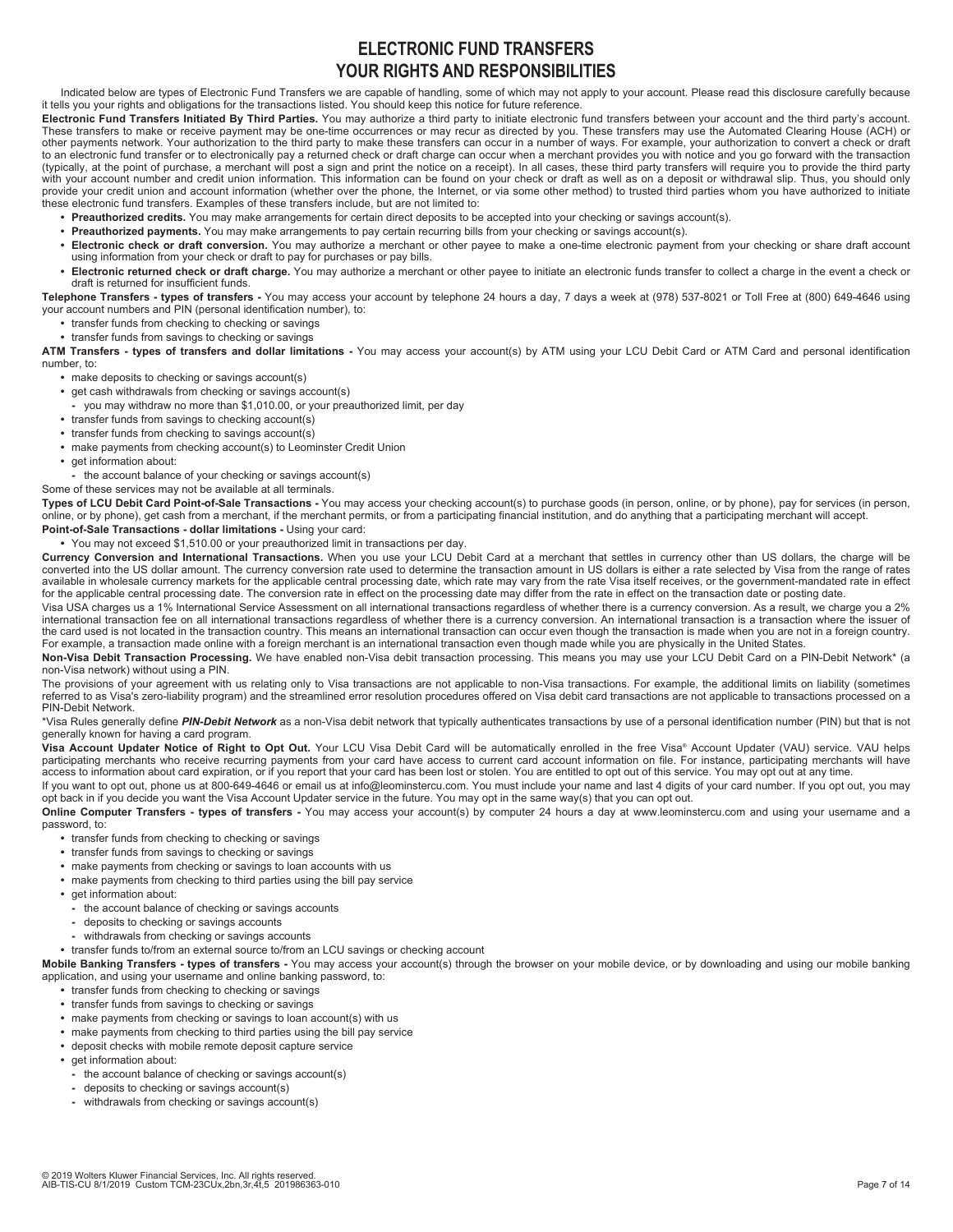# ELECTRONIC FUND TRANSFERS
# YOUR RIGHTS AND RESPONSIBILITIES

Indicated below are types of Electronic Fund Transfers we are capable of handling, some of which may not apply to your account. Please read this disclosure carefully because it tells you your rights and obligations for the transactions listed. You should keep this notice for future reference.

**Electronic Fund Transfers Initiated By Third Parties.** You may authorize a third party to initiate electronic fund transfers between your account and the third party's account. These transfers to make or receive payment may be one-time occurrences or may recur as directed by you. These transfers may use the Automated Clearing House (ACH) or other payments network. Your authorization to the third party to make these transfers can occur in a number of ways. For example, your authorization to convert a check or draft to an electronic fund transfer or to electronically pay a returned check or draft charge can occur when a merchant provides you with notice and you go forward with the transaction (typically, at the point of purchase, a merchant will post a sign and print the notice on a receipt). In all cases, these third party transfers will require you to provide the third party with your account number and credit union information. This information can be found on your check or draft as well as on a deposit or withdrawal slip. Thus, you should only provide your credit union and account information (whether over the phone, the Internet, or via some other method) to trusted third parties whom you have authorized to initiate these electronic fund transfers. Examples of these transfers include, but are not limited to:

- **Preauthorized credits.** You may make arrangements for certain direct deposits to be accepted into your checking or savings account(s).
- **Preauthorized payments.** You may make arrangements to pay certain recurring bills from your checking or savings account(s).
- **Electronic check or draft conversion.** You may authorize a merchant or other payee to make a one-time electronic payment from your checking or share draft account using information from your check or draft to pay for purchases or pay bills.
- **Electronic returned check or draft charge.** You may authorize a merchant or other payee to initiate an electronic funds transfer to collect a charge in the event a check or draft is returned for insufficient funds.

**Telephone Transfers - types of transfers -** You may access your account by telephone 24 hours a day, 7 days a week at (978) 537-8021 or Toll Free at (800) 649-4646 using your account numbers and PIN (personal identification number), to:

- transfer funds from checking to checking or savings
- transfer funds from savings to checking or savings

**ATM Transfers - types of transfers and dollar limitations -** You may access your account(s) by ATM using your LCU Debit Card or ATM Card and personal identification number, to:

- make deposits to checking or savings account(s)
- get cash withdrawals from checking or savings account(s)
  - you may withdraw no more than $1,010.00, or your preauthorized limit, per day
- transfer funds from savings to checking account(s)
- transfer funds from checking to savings account(s)
- make payments from checking account(s) to Leominster Credit Union
- get information about:
  - the account balance of your checking or savings account(s)

Some of these services may not be available at all terminals.

**Types of LCU Debit Card Point-of-Sale Transactions -** You may access your checking account(s) to purchase goods (in person, online, or by phone), pay for services (in person, online, or by phone), get cash from a merchant, if the merchant permits, or from a participating financial institution, and do anything that a participating merchant will accept.

**Point-of-Sale Transactions - dollar limitations -** Using your card:

- You may not exceed $1,510.00 or your preauthorized limit in transactions per day.

**Currency Conversion and International Transactions.** When you use your LCU Debit Card at a merchant that settles in currency other than US dollars, the charge will be converted into the US dollar amount. The currency conversion rate used to determine the transaction amount in US dollars is either a rate selected by Visa from the range of rates available in wholesale currency markets for the applicable central processing date, which rate may vary from the rate Visa itself receives, or the government-mandated rate in effect for the applicable central processing date. The conversion rate in effect on the processing date may differ from the rate in effect on the transaction date or posting date.

Visa USA charges us a 1% International Service Assessment on all international transactions regardless of whether there is a currency conversion. As a result, we charge you a 2% international transaction fee on all international transactions regardless of whether there is a currency conversion. An international transaction is a transaction where the issuer of the card used is not located in the transaction country. This means an international transaction can occur even though the transaction is made when you are not in a foreign country. For example, a transaction made online with a foreign merchant is an international transaction even though made while you are physically in the United States.

**Non-Visa Debit Transaction Processing.** We have enabled non-Visa debit transaction processing. This means you may use your LCU Debit Card on a PIN-Debit Network* (a non-Visa network) without using a PIN.

The provisions of your agreement with us relating only to Visa transactions are not applicable to non-Visa transactions. For example, the additional limits on liability (sometimes referred to as Visa's zero-liability program) and the streamlined error resolution procedures offered on Visa debit card transactions are not applicable to transactions processed on a PIN-Debit Network.

*Visa Rules generally define ***PIN-Debit Network*** as a non-Visa debit network that typically authenticates transactions by use of a personal identification number (PIN) but that is not generally known for having a card program.

**Visa Account Updater Notice of Right to Opt Out.** Your LCU Visa Debit Card will be automatically enrolled in the free Visa® Account Updater (VAU) service. VAU helps participating merchants who receive recurring payments from your card have access to current card account information on file. For instance, participating merchants will have access to information about card expiration, or if you report that your card has been lost or stolen. You are entitled to opt out of this service. You may opt out at any time.

If you want to opt out, phone us at 800-649-4646 or email us at info@leominstercu.com. You must include your name and last 4 digits of your card number. If you opt out, you may opt back in if you decide you want the Visa Account Updater service in the future. You may opt in the same way(s) that you can opt out.

**Online Computer Transfers - types of transfers -** You may access your account(s) by computer 24 hours a day at www.leominstercu.com and using your username and a password, to:

- transfer funds from checking to checking or savings
- transfer funds from savings to checking or savings
- make payments from checking or savings to loan accounts with us
- make payments from checking to third parties using the bill pay service
- get information about:
  - the account balance of checking or savings accounts
  - deposits to checking or savings accounts
  - withdrawals from checking or savings accounts
- transfer funds to/from an external source to/from an LCU savings or checking account

**Mobile Banking Transfers - types of transfers -** You may access your account(s) through the browser on your mobile device, or by downloading and using our mobile banking application, and using your username and online banking password, to:

- transfer funds from checking to checking or savings
- transfer funds from savings to checking or savings
- make payments from checking or savings to loan account(s) with us
- make payments from checking to third parties using the bill pay service
- deposit checks with mobile remote deposit capture service
- get information about:
  - the account balance of checking or savings account(s)
  - deposits to checking or savings account(s)
  - withdrawals from checking or savings account(s)

© 2019 Wolters Kluwer Financial Services, Inc. All rights reserved.
AIB-TIS-CU 8/1/2019 Custom TCM-23CUx,2bn,3r,4t,5 201986363-010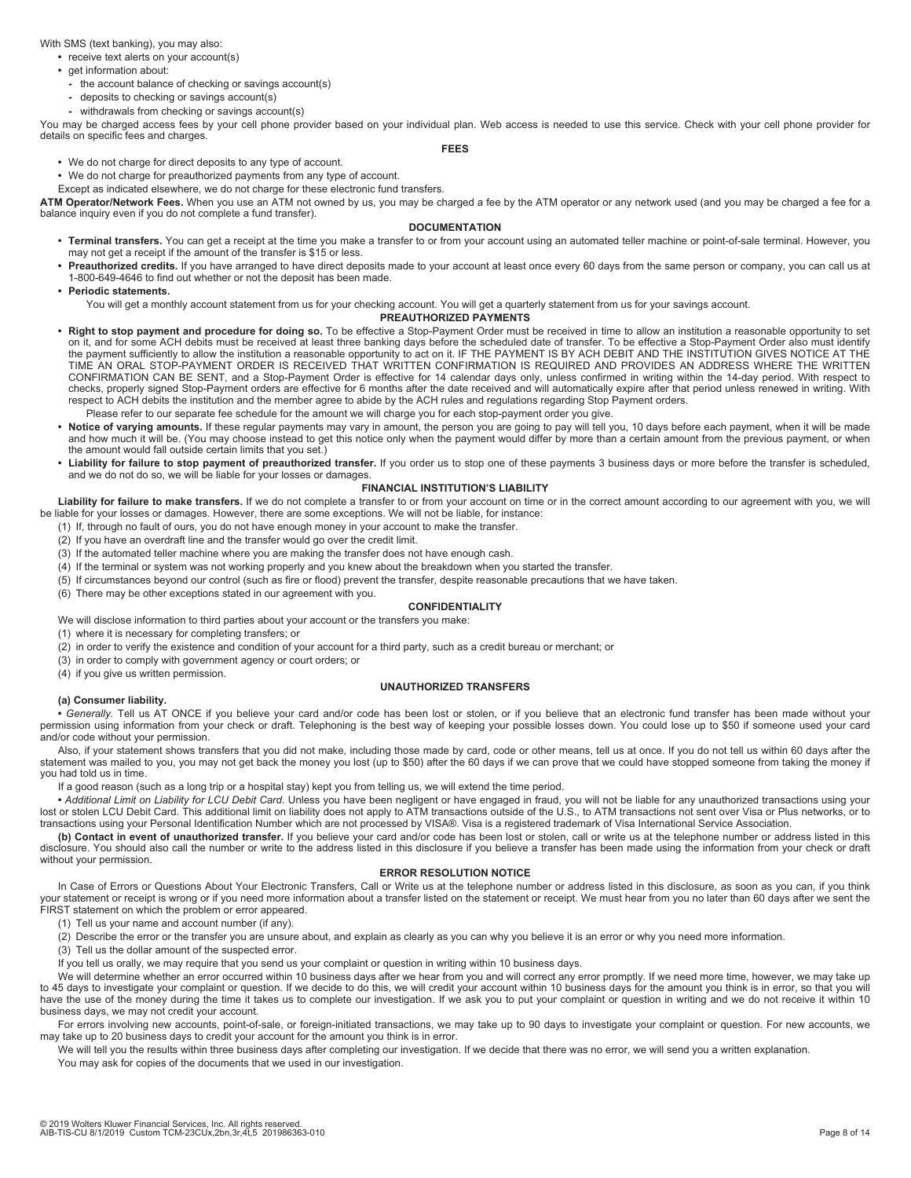With SMS (text banking), you may also:

- receive text alerts on your account(s)
- get information about:
  - the account balance of checking or savings account(s)
  - deposits to checking or savings account(s)
  - withdrawals from checking or savings account(s)

You may be charged access fees by your cell phone provider based on your individual plan. Web access is needed to use this service. Check with your cell phone provider for details on specific fees and charges.

## FEES

- We do not charge for direct deposits to any type of account.
- We do not charge for preauthorized payments from any type of account.

Except as indicated elsewhere, we do not charge for these electronic fund transfers.

**ATM Operator/Network Fees.** When you use an ATM not owned by us, you may be charged a fee by the ATM operator or any network used (and you may be charged a fee for a balance inquiry even if you do not complete a fund transfer).

## DOCUMENTATION

- **Terminal transfers.** You can get a receipt at the time you make a transfer to or from your account using an automated teller machine or point-of-sale terminal. However, you may not get a receipt if the amount of the transfer is $15 or less.
- **Preauthorized credits.** If you have arranged to have direct deposits made to your account at least once every 60 days from the same person or company, you can call us at 1-800-649-4646 to find out whether or not the deposit has been made.
- **Periodic statements.**

  You will get a monthly account statement from us for your checking account. You will get a quarterly statement from us for your savings account.

## PREAUTHORIZED PAYMENTS

- **Right to stop payment and procedure for doing so.** To be effective a Stop-Payment Order must be received in time to allow an institution a reasonable opportunity to set on it, and for some ACH debits must be received at least three banking days before the scheduled date of transfer. To be effective a Stop-Payment Order also must identify the payment sufficiently to allow the institution a reasonable opportunity to act on it. IF THE PAYMENT IS BY ACH DEBIT AND THE INSTITUTION GIVES NOTICE AT THE TIME AN ORAL STOP-PAYMENT ORDER IS RECEIVED THAT WRITTEN CONFIRMATION IS REQUIRED AND PROVIDES AN ADDRESS WHERE THE WRITTEN CONFIRMATION CAN BE SENT, and a Stop-Payment Order is effective for 14 calendar days only, unless confirmed in writing within the 14-day period. With respect to checks, properly signed Stop-Payment orders are effective for 6 months after the date received and will automatically expire after that period unless renewed in writing. With respect to ACH debits the institution and the member agree to abide by the ACH rules and regulations regarding Stop Payment orders.

  Please refer to our separate fee schedule for the amount we will charge you for each stop-payment order you give.
- **Notice of varying amounts.** If these regular payments may vary in amount, the person you are going to pay will tell you, 10 days before each payment, when it will be made and how much it will be. (You may choose instead to get this notice only when the payment would differ by more than a certain amount from the previous payment, or when the amount would fall outside certain limits that you set.)
- **Liability for failure to stop payment of preauthorized transfer.** If you order us to stop one of these payments 3 business days or more before the transfer is scheduled, and we do not do so, we will be liable for your losses or damages.

## FINANCIAL INSTITUTION'S LIABILITY

**Liability for failure to make transfers.** If we do not complete a transfer to or from your account on time or in the correct amount according to our agreement with you, we will be liable for your losses or damages. However, there are some exceptions. We will not be liable, for instance:

(1) If, through no fault of ours, you do not have enough money in your account to make the transfer.
(2) If you have an overdraft line and the transfer would go over the credit limit.
(3) If the automated teller machine where you are making the transfer does not have enough cash.
(4) If the terminal or system was not working properly and you knew about the breakdown when you started the transfer.
(5) If circumstances beyond our control (such as fire or flood) prevent the transfer, despite reasonable precautions that we have taken.
(6) There may be other exceptions stated in our agreement with you.

## CONFIDENTIALITY

We will disclose information to third parties about your account or the transfers you make:

(1) where it is necessary for completing transfers; or
(2) in order to verify the existence and condition of your account for a third party, such as a credit bureau or merchant; or
(3) in order to comply with government agency or court orders; or
(4) if you give us written permission.

## UNAUTHORIZED TRANSFERS

**(a) Consumer liability.**

• *Generally.* Tell us AT ONCE if you believe your card and/or code has been lost or stolen, or if you believe that an electronic fund transfer has been made without your permission using information from your check or draft. Telephoning is the best way of keeping your possible losses down. You could lose up to $50 if someone used your card and/or code without your permission.

Also, if your statement shows transfers that you did not make, including those made by card, code or other means, tell us at once. If you do not tell us within 60 days after the statement was mailed to you, you may not get back the money you lost (up to $50) after the 60 days if we can prove that we could have stopped someone from taking the money if you had told us in time.

If a good reason (such as a long trip or a hospital stay) kept you from telling us, we will extend the time period.

• *Additional Limit on Liability for LCU Debit Card.* Unless you have been negligent or have engaged in fraud, you will not be liable for any unauthorized transactions using your lost or stolen LCU Debit Card. This additional limit on liability does not apply to ATM transactions outside of the U.S., to ATM transactions not sent over Visa or Plus networks, or to transactions using your Personal Identification Number which are not processed by VISA®. Visa is a registered trademark of Visa International Service Association.

**(b) Contact in event of unauthorized transfer.** If you believe your card and/or code has been lost or stolen, call or write us at the telephone number or address listed in this disclosure. You should also call the number or write to the address listed in this disclosure if you believe a transfer has been made using the information from your check or draft without your permission.

## ERROR RESOLUTION NOTICE

In Case of Errors or Questions About Your Electronic Transfers, Call or Write us at the telephone number or address listed in this disclosure, as soon as you can, if you think your statement or receipt is wrong or if you need more information about a transfer listed on the statement or receipt. We must hear from you no later than 60 days after we sent the FIRST statement on which the problem or error appeared.

(1) Tell us your name and account number (if any).
(2) Describe the error or the transfer you are unsure about, and explain as clearly as you can why you believe it is an error or why you need more information.
(3) Tell us the dollar amount of the suspected error.

If you tell us orally, we may require that you send us your complaint or question in writing within 10 business days.

We will determine whether an error occurred within 10 business days after we hear from you and will correct any error promptly. If we need more time, however, we may take up to 45 days to investigate your complaint or question. If we decide to do this, we will credit your account within 10 business days for the amount you think is in error, so that you will have the use of the money during the time it takes us to complete our investigation. If we ask you to put your complaint or question in writing and we do not receive it within 10 business days, we may not credit your account.

For errors involving new accounts, point-of-sale, or foreign-initiated transactions, we may take up to 90 days to investigate your complaint or question. For new accounts, we may take up to 20 business days to credit your account for the amount you think is in error.

We will tell you the results within three business days after completing our investigation. If we decide that there was no error, we will send you a written explanation.

You may ask for copies of the documents that we used in our investigation.

© 2019 Wolters Kluwer Financial Services, Inc. All rights reserved.
AIB-TIS-CU 8/1/2019 Custom TCM-23CUx,2bn,3r,4t,5 201986363-010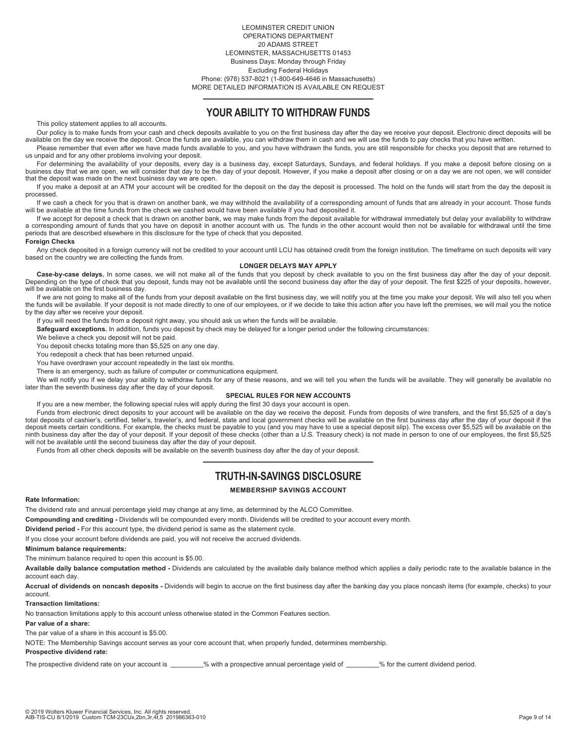LEOMINSTER CREDIT UNION
OPERATIONS DEPARTMENT
20 ADAMS STREET
LEOMINSTER, MASSACHUSETTS 01453
Business Days: Monday through Friday
Excluding Federal Holidays
Phone: (978) 537-8021 (1-800-649-4646 in Massachusetts)
MORE DETAILED INFORMATION IS AVAILABLE ON REQUEST

---

# YOUR ABILITY TO WITHDRAW FUNDS

This policy statement applies to all accounts.

Our policy is to make funds from your cash and check deposits available to you on the first business day after the day we receive your deposit. Electronic direct deposits will be available on the day we receive the deposit. Once the funds are available, you can withdraw them in cash and we will use the funds to pay checks that you have written.

Please remember that even after we have made funds available to you, and you have withdrawn the funds, you are still responsible for checks you deposit that are returned to us unpaid and for any other problems involving your deposit.

For determining the availability of your deposits, every day is a business day, except Saturdays, Sundays, and federal holidays. If you make a deposit before closing on a business day that we are open, we will consider that day to be the day of your deposit. However, if you make a deposit after closing or on a day we are not open, we will consider that the deposit was made on the next business day we are open.

If you make a deposit at an ATM your account will be credited for the deposit on the day the deposit is processed. The hold on the funds will start from the day the deposit is processed.

If we cash a check for you that is drawn on another bank, we may withhold the availability of a corresponding amount of funds that are already in your account. Those funds will be available at the time funds from the check we cashed would have been available if you had deposited it.

If we accept for deposit a check that is drawn on another bank, we may make funds from the deposit available for withdrawal immediately but delay your availability to withdraw a corresponding amount of funds that you have on deposit in another account with us. The funds in the other account would then not be available for withdrawal until the time periods that are described elsewhere in this disclosure for the type of check that you deposited.

**Foreign Checks**

Any check deposited in a foreign currency will not be credited to your account until LCU has obtained credit from the foreign institution. The timeframe on such deposits will vary based on the country we are collecting the funds from.

### LONGER DELAYS MAY APPLY

**Case-by-case delays.** In some cases, we will not make all of the funds that you deposit by check available to you on the first business day after the day of your deposit. Depending on the type of check that you deposit, funds may not be available until the second business day after the day of your deposit. The first $225 of your deposits, however, will be available on the first business day.

If we are not going to make all of the funds from your deposit available on the first business day, we will notify you at the time you make your deposit. We will also tell you when the funds will be available. If your deposit is not made directly to one of our employees, or if we decide to take this action after you have left the premises, we will mail you the notice by the day after we receive your deposit.

If you will need the funds from a deposit right away, you should ask us when the funds will be available.

**Safeguard exceptions.** In addition, funds you deposit by check may be delayed for a longer period under the following circumstances:

We believe a check you deposit will not be paid.

You deposit checks totaling more than $5,525 on any one day.

You redeposit a check that has been returned unpaid.

You have overdrawn your account repeatedly in the last six months.

There is an emergency, such as failure of computer or communications equipment.

We will notify you if we delay your ability to withdraw funds for any of these reasons, and we will tell you when the funds will be available. They will generally be available no later than the seventh business day after the day of your deposit.

### SPECIAL RULES FOR NEW ACCOUNTS

If you are a new member, the following special rules will apply during the first 30 days your account is open.

Funds from electronic direct deposits to your account will be available on the day we receive the deposit. Funds from deposits of wire transfers, and the first $5,525 of a day's total deposits of cashier's, certified, teller's, traveler's, and federal, state and local government checks will be available on the first business day after the day of your deposit if the deposit meets certain conditions. For example, the checks must be payable to you (and you may have to use a special deposit slip). The excess over $5,525 will be available on the ninth business day after the day of your deposit. If your deposit of these checks (other than a U.S. Treasury check) is not made in person to one of our employees, the first $5,525 will not be available until the second business day after the day of your deposit.

Funds from all other check deposits will be available on the seventh business day after the day of your deposit.

---

# TRUTH-IN-SAVINGS DISCLOSURE

### MEMBERSHIP SAVINGS ACCOUNT

**Rate Information:**

The dividend rate and annual percentage yield may change at any time, as determined by the ALCO Committee.

**Compounding and crediting -** Dividends will be compounded every month. Dividends will be credited to your account every month.

**Dividend period -** For this account type, the dividend period is same as the statement cycle.

If you close your account before dividends are paid, you will not receive the accrued dividends.

**Minimum balance requirements:**

The minimum balance required to open this account is $5.00.

**Available daily balance computation method -** Dividends are calculated by the available daily balance method which applies a daily periodic rate to the available balance in the account each day.

**Accrual of dividends on noncash deposits -** Dividends will begin to accrue on the first business day after the banking day you place noncash items (for example, checks) to your account.

**Transaction limitations:**

No transaction limitations apply to this account unless otherwise stated in the Common Features section.

**Par value of a share:**

The par value of a share in this account is $5.00.

NOTE: The Membership Savings account serves as your core account that, when properly funded, determines membership.

**Prospective dividend rate:**

The prospective dividend rate on your account is _________% with a prospective annual percentage yield of _________% for the current dividend period.

© 2019 Wolters Kluwer Financial Services, Inc. All rights reserved.
AIB-TIS-CU 8/1/2019 Custom TCM-23CUx,2bn,3r,4t,5 201986363-010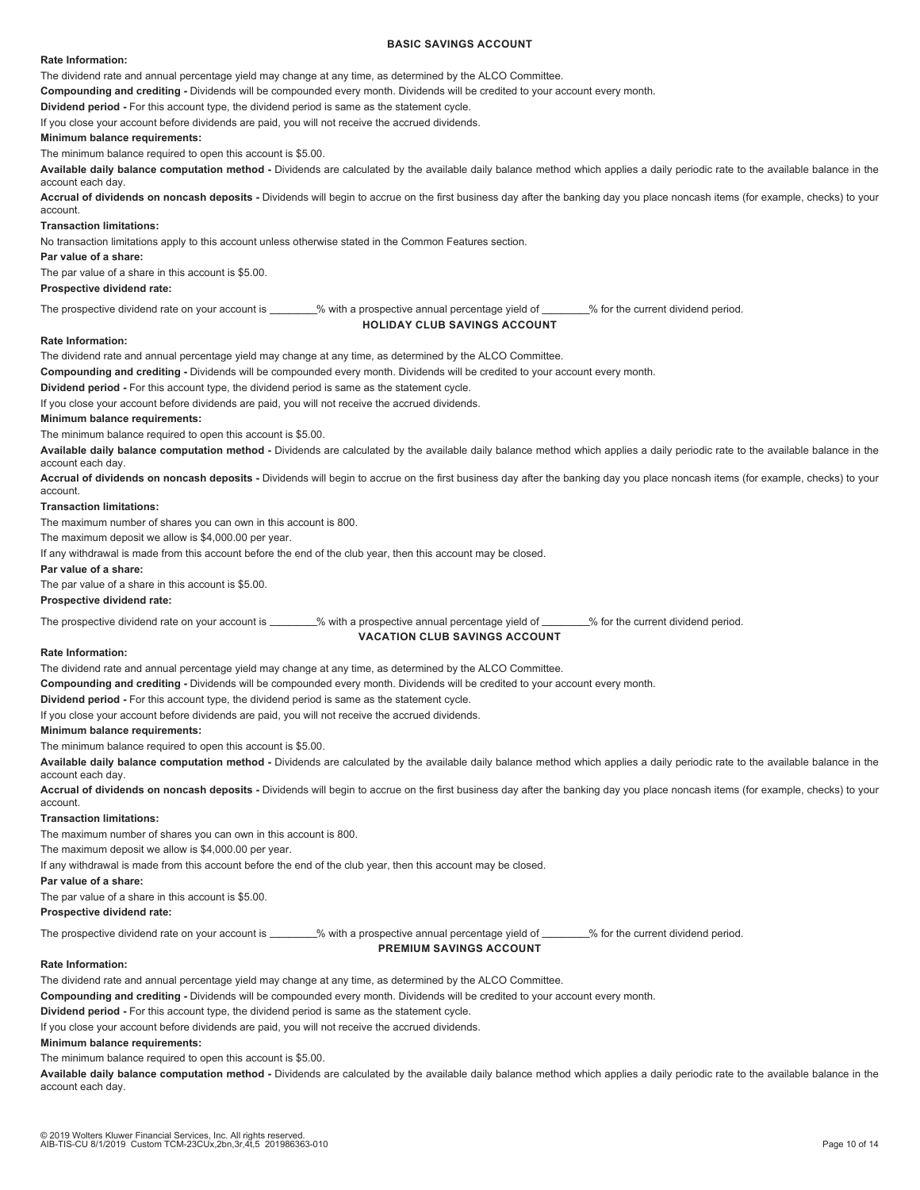## BASIC SAVINGS ACCOUNT

**Rate Information:**

The dividend rate and annual percentage yield may change at any time, as determined by the ALCO Committee.

**Compounding and crediting -** Dividends will be compounded every month. Dividends will be credited to your account every month.

**Dividend period -** For this account type, the dividend period is same as the statement cycle.

If you close your account before dividends are paid, you will not receive the accrued dividends.

**Minimum balance requirements:**

The minimum balance required to open this account is $5.00.

**Available daily balance computation method -** Dividends are calculated by the available daily balance method which applies a daily periodic rate to the available balance in the account each day.

**Accrual of dividends on noncash deposits -** Dividends will begin to accrue on the first business day after the banking day you place noncash items (for example, checks) to your account.

**Transaction limitations:**

No transaction limitations apply to this account unless otherwise stated in the Common Features section.

**Par value of a share:**

The par value of a share in this account is $5.00.

**Prospective dividend rate:**

The prospective dividend rate on your account is ________% with a prospective annual percentage yield of ________% for the current dividend period.

## HOLIDAY CLUB SAVINGS ACCOUNT

**Rate Information:**

The dividend rate and annual percentage yield may change at any time, as determined by the ALCO Committee.

**Compounding and crediting -** Dividends will be compounded every month. Dividends will be credited to your account every month.

**Dividend period -** For this account type, the dividend period is same as the statement cycle.

If you close your account before dividends are paid, you will not receive the accrued dividends.

**Minimum balance requirements:**

The minimum balance required to open this account is $5.00.

**Available daily balance computation method -** Dividends are calculated by the available daily balance method which applies a daily periodic rate to the available balance in the account each day.

**Accrual of dividends on noncash deposits -** Dividends will begin to accrue on the first business day after the banking day you place noncash items (for example, checks) to your account.

**Transaction limitations:**

The maximum number of shares you can own in this account is 800.

The maximum deposit we allow is $4,000.00 per year.

If any withdrawal is made from this account before the end of the club year, then this account may be closed.

**Par value of a share:**

The par value of a share in this account is $5.00.

**Prospective dividend rate:**

The prospective dividend rate on your account is ________% with a prospective annual percentage yield of ________% for the current dividend period.

## VACATION CLUB SAVINGS ACCOUNT

**Rate Information:**

The dividend rate and annual percentage yield may change at any time, as determined by the ALCO Committee.

**Compounding and crediting -** Dividends will be compounded every month. Dividends will be credited to your account every month.

**Dividend period -** For this account type, the dividend period is same as the statement cycle.

If you close your account before dividends are paid, you will not receive the accrued dividends.

**Minimum balance requirements:**

The minimum balance required to open this account is $5.00.

**Available daily balance computation method -** Dividends are calculated by the available daily balance method which applies a daily periodic rate to the available balance in the account each day.

**Accrual of dividends on noncash deposits -** Dividends will begin to accrue on the first business day after the banking day you place noncash items (for example, checks) to your account.

**Transaction limitations:**

The maximum number of shares you can own in this account is 800.

The maximum deposit we allow is $4,000.00 per year.

If any withdrawal is made from this account before the end of the club year, then this account may be closed.

**Par value of a share:**

The par value of a share in this account is $5.00.

**Prospective dividend rate:**

The prospective dividend rate on your account is ________% with a prospective annual percentage yield of ________% for the current dividend period.

## PREMIUM SAVINGS ACCOUNT

**Rate Information:**

The dividend rate and annual percentage yield may change at any time, as determined by the ALCO Committee.

**Compounding and crediting -** Dividends will be compounded every month. Dividends will be credited to your account every month.

**Dividend period -** For this account type, the dividend period is same as the statement cycle.

If you close your account before dividends are paid, you will not receive the accrued dividends.

**Minimum balance requirements:**

The minimum balance required to open this account is $5.00.

**Available daily balance computation method -** Dividends are calculated by the available daily balance method which applies a daily periodic rate to the available balance in the account each day.

© 2019 Wolters Kluwer Financial Services, Inc. All rights reserved.
AIB-TIS-CU 8/1/2019 Custom TCM-23CUx,2bn,3r,4t,5 201986363-010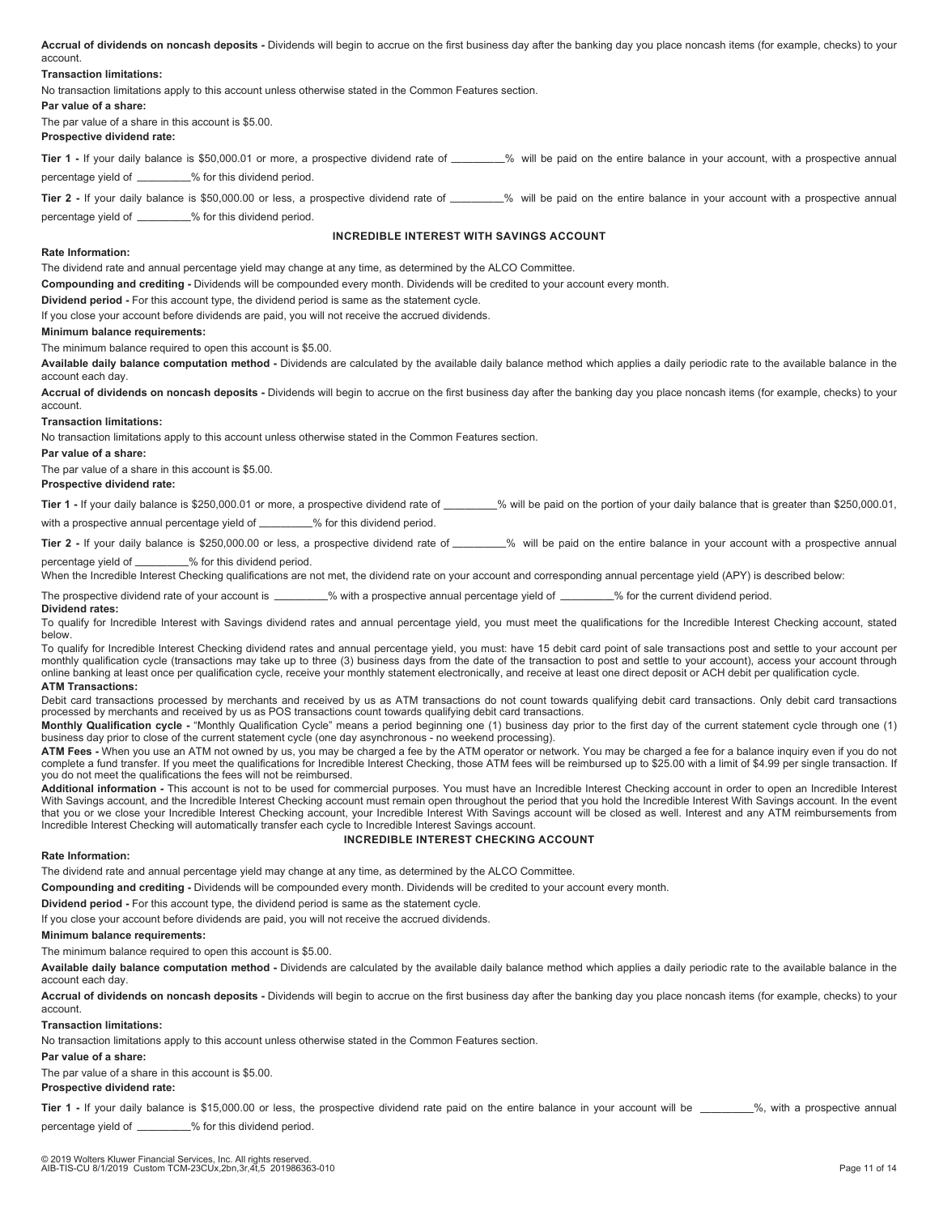**Accrual of dividends on noncash deposits -** Dividends will begin to accrue on the first business day after the banking day you place noncash items (for example, checks) to your account.

**Transaction limitations:**

No transaction limitations apply to this account unless otherwise stated in the Common Features section.

**Par value of a share:**

The par value of a share in this account is $5.00.

**Prospective dividend rate:**

**Tier 1 -** If your daily balance is $50,000.01 or more, a prospective dividend rate of _________% will be paid on the entire balance in your account, with a prospective annual percentage yield of _________% for this dividend period.

**Tier 2 -** If your daily balance is $50,000.00 or less, a prospective dividend rate of _________% will be paid on the entire balance in your account with a prospective annual percentage yield of _________% for this dividend period.

## INCREDIBLE INTEREST WITH SAVINGS ACCOUNT

**Rate Information:**

The dividend rate and annual percentage yield may change at any time, as determined by the ALCO Committee.

**Compounding and crediting -** Dividends will be compounded every month. Dividends will be credited to your account every month.

**Dividend period -** For this account type, the dividend period is same as the statement cycle.

If you close your account before dividends are paid, you will not receive the accrued dividends.

**Minimum balance requirements:**

The minimum balance required to open this account is $5.00.

**Available daily balance computation method -** Dividends are calculated by the available daily balance method which applies a daily periodic rate to the available balance in the account each day.

**Accrual of dividends on noncash deposits -** Dividends will begin to accrue on the first business day after the banking day you place noncash items (for example, checks) to your account.

**Transaction limitations:**

No transaction limitations apply to this account unless otherwise stated in the Common Features section.

**Par value of a share:**

The par value of a share in this account is $5.00.

**Prospective dividend rate:**

**Tier 1 -** If your daily balance is $250,000.01 or more, a prospective dividend rate of _________% will be paid on the portion of your daily balance that is greater than $250,000.01, with a prospective annual percentage yield of _________% for this dividend period.

**Tier 2 -** If your daily balance is $250,000.00 or less, a prospective dividend rate of _________% will be paid on the entire balance in your account with a prospective annual percentage yield of _________% for this dividend period.

When the Incredible Interest Checking qualifications are not met, the dividend rate on your account and corresponding annual percentage yield (APY) is described below:

The prospective dividend rate of your account is _________% with a prospective annual percentage yield of _________% for the current dividend period.

**Dividend rates:**

To qualify for Incredible Interest with Savings dividend rates and annual percentage yield, you must meet the qualifications for the Incredible Interest Checking account, stated below.

To qualify for Incredible Interest Checking dividend rates and annual percentage yield, you must: have 15 debit card point of sale transactions post and settle to your account per monthly qualification cycle (transactions may take up to three (3) business days from the date of the transaction to post and settle to your account), access your account through online banking at least once per qualification cycle, receive your monthly statement electronically, and receive at least one direct deposit or ACH debit per qualification cycle.

**ATM Transactions:**

Debit card transactions processed by merchants and received by us as ATM transactions do not count towards qualifying debit card transactions. Only debit card transactions processed by merchants and received by us as POS transactions count towards qualifying debit card transactions.

**Monthly Qualification cycle -** "Monthly Qualification Cycle" means a period beginning one (1) business day prior to the first day of the current statement cycle through one (1) business day prior to close of the current statement cycle (one day asynchronous - no weekend processing).

**ATM Fees -** When you use an ATM not owned by us, you may be charged a fee by the ATM operator or network. You may be charged a fee for a balance inquiry even if you do not complete a fund transfer. If you meet the qualifications for Incredible Interest Checking, those ATM fees will be reimbursed up to $25.00 with a limit of $4.99 per single transaction. If you do not meet the qualifications the fees will not be reimbursed.

**Additional information -** This account is not to be used for commercial purposes. You must have an Incredible Interest Checking account in order to open an Incredible Interest With Savings account, and the Incredible Interest Checking account must remain open throughout the period that you hold the Incredible Interest With Savings account. In the event that you or we close your Incredible Interest Checking account, your Incredible Interest With Savings account will be closed as well. Interest and any ATM reimbursements from Incredible Interest Checking will automatically transfer each cycle to Incredible Interest Savings account.

## INCREDIBLE INTEREST CHECKING ACCOUNT

**Rate Information:**

The dividend rate and annual percentage yield may change at any time, as determined by the ALCO Committee.

**Compounding and crediting -** Dividends will be compounded every month. Dividends will be credited to your account every month.

**Dividend period -** For this account type, the dividend period is same as the statement cycle.

If you close your account before dividends are paid, you will not receive the accrued dividends.

**Minimum balance requirements:**

The minimum balance required to open this account is $5.00.

**Available daily balance computation method -** Dividends are calculated by the available daily balance method which applies a daily periodic rate to the available balance in the account each day.

**Accrual of dividends on noncash deposits -** Dividends will begin to accrue on the first business day after the banking day you place noncash items (for example, checks) to your account.

**Transaction limitations:**

No transaction limitations apply to this account unless otherwise stated in the Common Features section.

**Par value of a share:**

The par value of a share in this account is $5.00.

**Prospective dividend rate:**

**Tier 1 -** If your daily balance is $15,000.00 or less, the prospective dividend rate paid on the entire balance in your account will be _________%, with a prospective annual percentage yield of _________% for this dividend period.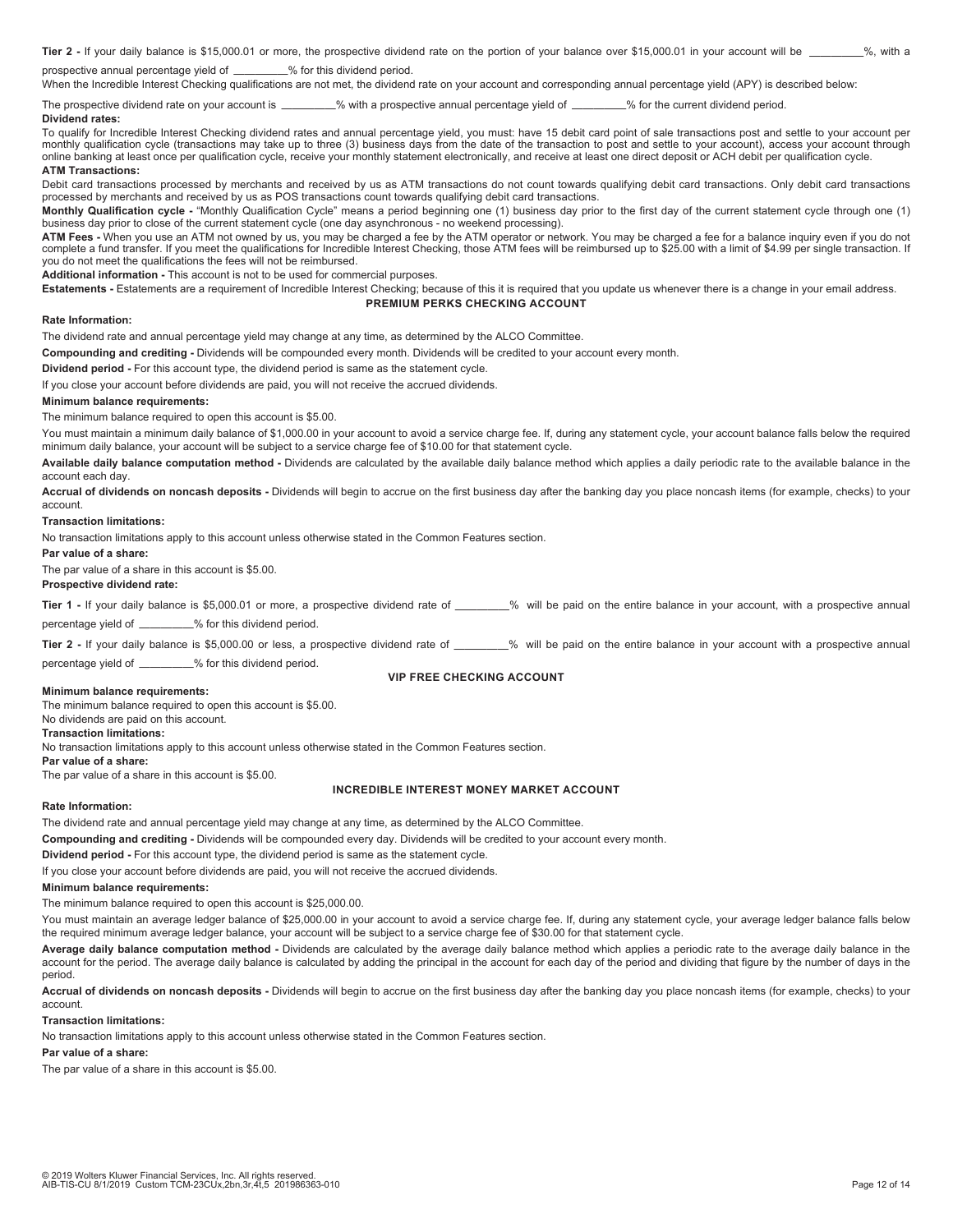**Tier 2 -** If your daily balance is $15,000.01 or more, the prospective dividend rate on the portion of your balance over $15,000.01 in your account will be _________%, with a prospective annual percentage yield of _________% for this dividend period.

When the Incredible Interest Checking qualifications are not met, the dividend rate on your account and corresponding annual percentage yield (APY) is described below:

The prospective dividend rate on your account is _________% with a prospective annual percentage yield of _________% for the current dividend period.

**Dividend rates:**

To qualify for Incredible Interest Checking dividend rates and annual percentage yield, you must: have 15 debit card point of sale transactions post and settle to your account per monthly qualification cycle (transactions may take up to three (3) business days from the date of the transaction to post and settle to your account), access your account through online banking at least once per qualification cycle, receive your monthly statement electronically, and receive at least one direct deposit or ACH debit per qualification cycle.

**ATM Transactions:**

Debit card transactions processed by merchants and received by us as ATM transactions do not count towards qualifying debit card transactions. Only debit card transactions processed by merchants and received by us as POS transactions count towards qualifying debit card transactions.

**Monthly Qualification cycle -** "Monthly Qualification Cycle" means a period beginning one (1) business day prior to the first day of the current statement cycle through one (1) business day prior to close of the current statement cycle (one day asynchronous - no weekend processing).

**ATM Fees -** When you use an ATM not owned by us, you may be charged a fee by the ATM operator or network. You may be charged a fee for a balance inquiry even if you do not complete a fund transfer. If you meet the qualifications for Incredible Interest Checking, those ATM fees will be reimbursed up to $25.00 with a limit of $4.99 per single transaction. If you do not meet the qualifications the fees will not be reimbursed.

**Additional information -** This account is not to be used for commercial purposes.

**Estatements -** Estatements are a requirement of Incredible Interest Checking; because of this it is required that you update us whenever there is a change in your email address.

## PREMIUM PERKS CHECKING ACCOUNT

**Rate Information:**

The dividend rate and annual percentage yield may change at any time, as determined by the ALCO Committee.

**Compounding and crediting -** Dividends will be compounded every month. Dividends will be credited to your account every month.

**Dividend period -** For this account type, the dividend period is same as the statement cycle.

If you close your account before dividends are paid, you will not receive the accrued dividends.

**Minimum balance requirements:**

The minimum balance required to open this account is $5.00.

You must maintain a minimum daily balance of $1,000.00 in your account to avoid a service charge fee. If, during any statement cycle, your account balance falls below the required minimum daily balance, your account will be subject to a service charge fee of $10.00 for that statement cycle.

**Available daily balance computation method -** Dividends are calculated by the available daily balance method which applies a daily periodic rate to the available balance in the account each day.

**Accrual of dividends on noncash deposits -** Dividends will begin to accrue on the first business day after the banking day you place noncash items (for example, checks) to your account.

**Transaction limitations:**

No transaction limitations apply to this account unless otherwise stated in the Common Features section.

**Par value of a share:**

The par value of a share in this account is $5.00.

**Prospective dividend rate:**

**Tier 1 -** If your daily balance is $5,000.01 or more, a prospective dividend rate of _________% will be paid on the entire balance in your account, with a prospective annual percentage yield of _________% for this dividend period.

**Tier 2 -** If your daily balance is $5,000.00 or less, a prospective dividend rate of _________% will be paid on the entire balance in your account with a prospective annual percentage yield of _________% for this dividend period.

## VIP FREE CHECKING ACCOUNT

**Minimum balance requirements:**

The minimum balance required to open this account is $5.00.

No dividends are paid on this account.

**Transaction limitations:**

No transaction limitations apply to this account unless otherwise stated in the Common Features section.

**Par value of a share:**

The par value of a share in this account is $5.00.

## INCREDIBLE INTEREST MONEY MARKET ACCOUNT

**Rate Information:**

The dividend rate and annual percentage yield may change at any time, as determined by the ALCO Committee.

**Compounding and crediting -** Dividends will be compounded every day. Dividends will be credited to your account every month.

**Dividend period -** For this account type, the dividend period is same as the statement cycle.

If you close your account before dividends are paid, you will not receive the accrued dividends.

**Minimum balance requirements:**

The minimum balance required to open this account is $25,000.00.

You must maintain an average ledger balance of $25,000.00 in your account to avoid a service charge fee. If, during any statement cycle, your average ledger balance falls below the required minimum average ledger balance, your account will be subject to a service charge fee of $30.00 for that statement cycle.

**Average daily balance computation method -** Dividends are calculated by the average daily balance method which applies a periodic rate to the average daily balance in the account for the period. The average daily balance is calculated by adding the principal in the account for each day of the period and dividing that figure by the number of days in the period.

**Accrual of dividends on noncash deposits -** Dividends will begin to accrue on the first business day after the banking day you place noncash items (for example, checks) to your account.

**Transaction limitations:**

No transaction limitations apply to this account unless otherwise stated in the Common Features section.

**Par value of a share:**

The par value of a share in this account is $5.00.

© 2019 Wolters Kluwer Financial Services, Inc. All rights reserved.
AIB-TIS-CU 8/1/2019 Custom TCM-23CUx,2bn,3r,4t,5 201986363-010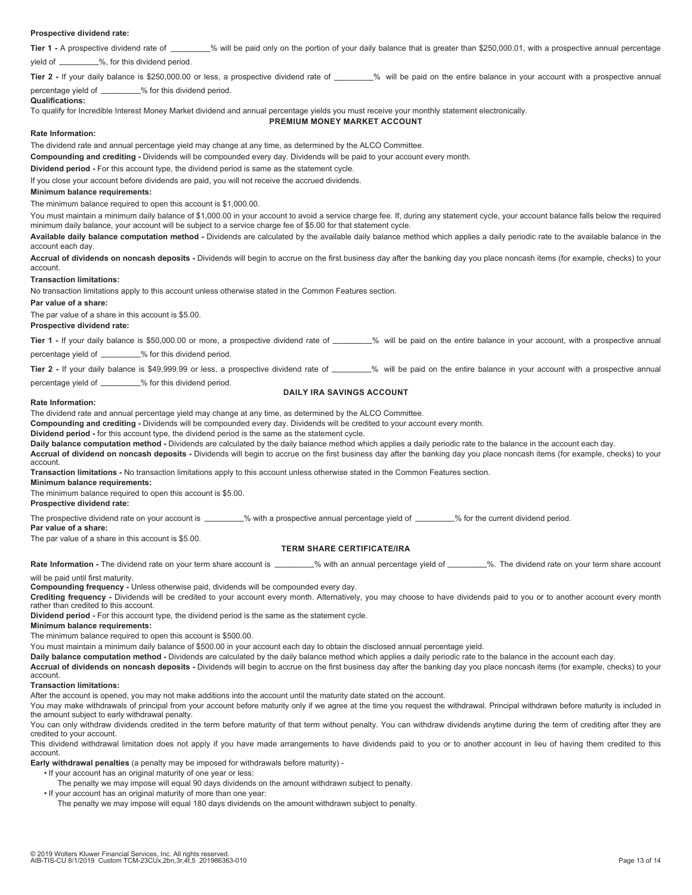**Prospective dividend rate:**

**Tier 1 -** A prospective dividend rate of _________% will be paid only on the portion of your daily balance that is greater than $250,000.01, with a prospective annual percentage yield of _________%, for this dividend period.

**Tier 2 -** If your daily balance is $250,000.00 or less, a prospective dividend rate of _________% will be paid on the entire balance in your account with a prospective annual percentage yield of _________% for this dividend period.

**Qualifications:**

To qualify for Incredible Interest Money Market dividend and annual percentage yields you must receive your monthly statement electronically.

## PREMIUM MONEY MARKET ACCOUNT

**Rate Information:**

The dividend rate and annual percentage yield may change at any time, as determined by the ALCO Committee.

**Compounding and crediting -** Dividends will be compounded every day. Dividends will be paid to your account every month.

**Dividend period -** For this account type, the dividend period is same as the statement cycle.

If you close your account before dividends are paid, you will not receive the accrued dividends.

**Minimum balance requirements:**

The minimum balance required to open this account is $1,000.00.

You must maintain a minimum daily balance of $1,000.00 in your account to avoid a service charge fee. If, during any statement cycle, your account balance falls below the required minimum daily balance, your account will be subject to a service charge fee of $5.00 for that statement cycle.

**Available daily balance computation method -** Dividends are calculated by the available daily balance method which applies a daily periodic rate to the available balance in the account each day.

**Accrual of dividends on noncash deposits -** Dividends will begin to accrue on the first business day after the banking day you place noncash items (for example, checks) to your account.

**Transaction limitations:**

No transaction limitations apply to this account unless otherwise stated in the Common Features section.

**Par value of a share:**

The par value of a share in this account is $5.00.

**Prospective dividend rate:**

**Tier 1 -** If your daily balance is $50,000.00 or more, a prospective dividend rate of _________% will be paid on the entire balance in your account, with a prospective annual percentage yield of _________% for this dividend period.

**Tier 2 -** If your daily balance is $49,999.99 or less, a prospective dividend rate of _________% will be paid on the entire balance in your account with a prospective annual percentage yield of _________% for this dividend period.

## DAILY IRA SAVINGS ACCOUNT

**Rate Information:**

The dividend rate and annual percentage yield may change at any time, as determined by the ALCO Committee.

**Compounding and crediting -** Dividends will be compounded every day. Dividends will be credited to your account every month.

**Dividend period -** for this account type, the dividend period is the same as the statement cycle.

**Daily balance computation method -** Dividends are calculated by the daily balance method which applies a daily periodic rate to the balance in the account each day.

**Accrual of dividend on noncash deposits -** Dividends will begin to accrue on the first business day after the banking day you place noncash items (for example, checks) to your account.

**Transaction limitations -** No transaction limitations apply to this account unless otherwise stated in the Common Features section.

**Minimum balance requirements:**

The minimum balance required to open this account is $5.00.

**Prospective dividend rate:**

The prospective dividend rate on your account is _________% with a prospective annual percentage yield of _________% for the current dividend period.

**Par value of a share:**

The par value of a share in this account is $5.00.

## TERM SHARE CERTIFICATE/IRA

**Rate Information -** The dividend rate on your term share account is _________% with an annual percentage yield of _________%. The dividend rate on your term share account will be paid until first maturity.

**Compounding frequency -** Unless otherwise paid, dividends will be compounded every day.

**Crediting frequency -** Dividends will be credited to your account every month. Alternatively, you may choose to have dividends paid to you or to another account every month rather than credited to this account.

**Dividend period -** For this account type, the dividend period is the same as the statement cycle.

**Minimum balance requirements:**

The minimum balance required to open this account is $500.00.

You must maintain a minimum daily balance of $500.00 in your account each day to obtain the disclosed annual percentage yield.

**Daily balance computation method -** Dividends are calculated by the daily balance method which applies a daily periodic rate to the balance in the account each day.

**Accrual of dividends on noncash deposits -** Dividends will begin to accrue on the first business day after the banking day you place noncash items (for example, checks) to your account.

**Transaction limitations:**

After the account is opened, you may not make additions into the account until the maturity date stated on the account.

You may make withdrawals of principal from your account before maturity only if we agree at the time you request the withdrawal. Principal withdrawn before maturity is included in the amount subject to early withdrawal penalty.

You can only withdraw dividends credited in the term before maturity of that term without penalty. You can withdraw dividends anytime during the term of crediting after they are credited to your account.

This dividend withdrawal limitation does not apply if you have made arrangements to have dividends paid to you or to another account in lieu of having them credited to this account.

**Early withdrawal penalties** (a penalty may be imposed for withdrawals before maturity) -

- If your account has an original maturity of one year or less:
  The penalty we may impose will equal 90 days dividends on the amount withdrawn subject to penalty.
- If your account has an original maturity of more than one year:
  The penalty we may impose will equal 180 days dividends on the amount withdrawn subject to penalty.

© 2019 Wolters Kluwer Financial Services, Inc. All rights reserved.
AIB-TIS-CU 8/1/2019 Custom TCM-23CUx,2bn,3r,4t,5 201986363-010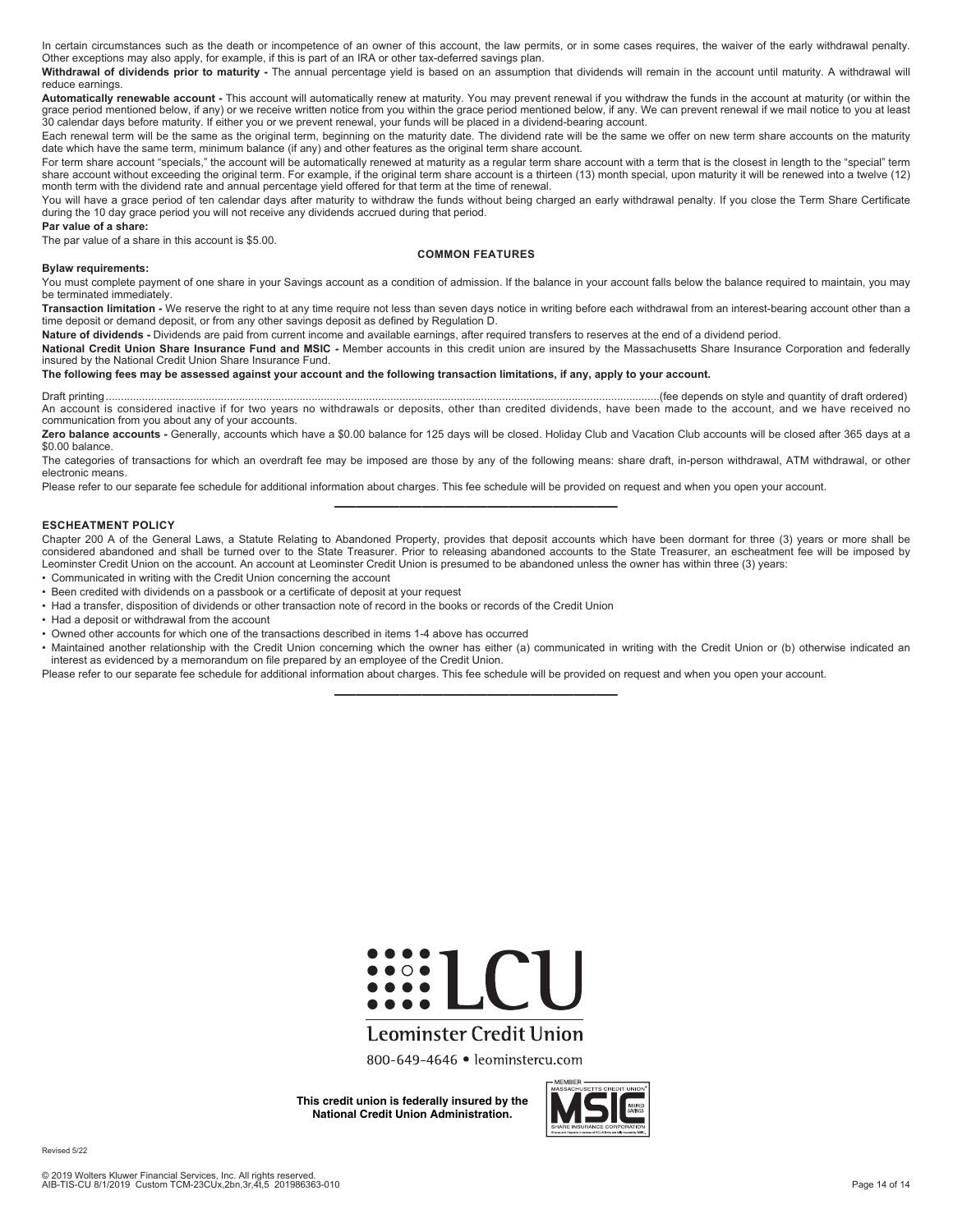In certain circumstances such as the death or incompetence of an owner of this account, the law permits, or in some cases requires, the waiver of the early withdrawal penalty. Other exceptions may also apply, for example, if this is part of an IRA or other tax-deferred savings plan.

**Withdrawal of dividends prior to maturity -** The annual percentage yield is based on an assumption that dividends will remain in the account until maturity. A withdrawal will reduce earnings.

**Automatically renewable account -** This account will automatically renew at maturity. You may prevent renewal if you withdraw the funds in the account at maturity (or within the grace period mentioned below, if any) or we receive written notice from you within the grace period mentioned below, if any. We can prevent renewal if we mail notice to you at least 30 calendar days before maturity. If either you or we prevent renewal, your funds will be placed in a dividend-bearing account.

Each renewal term will be the same as the original term, beginning on the maturity date. The dividend rate will be the same we offer on new term share accounts on the maturity date which have the same term, minimum balance (if any) and other features as the original term share account.

For term share account "specials," the account will be automatically renewed at maturity as a regular term share account with a term that is the closest in length to the "special" term share account without exceeding the original term. For example, if the original term share account is a thirteen (13) month special, upon maturity it will be renewed into a twelve (12) month term with the dividend rate and annual percentage yield offered for that term at the time of renewal.

You will have a grace period of ten calendar days after maturity to withdraw the funds without being charged an early withdrawal penalty. If you close the Term Share Certificate during the 10 day grace period you will not receive any dividends accrued during that period.

**Par value of a share:**

The par value of a share in this account is $5.00.

## COMMON FEATURES

**Bylaw requirements:**

You must complete payment of one share in your Savings account as a condition of admission. If the balance in your account falls below the balance required to maintain, you may be terminated immediately.

**Transaction limitation -** We reserve the right to at any time require not less than seven days notice in writing before each withdrawal from an interest-bearing account other than a time deposit or demand deposit, or from any other savings deposit as defined by Regulation D.

**Nature of dividends -** Dividends are paid from current income and available earnings, after required transfers to reserves at the end of a dividend period.

**National Credit Union Share Insurance Fund and MSIC -** Member accounts in this credit union are insured by the Massachusetts Share Insurance Corporation and federally insured by the National Credit Union Share Insurance Fund.

**The following fees may be assessed against your account and the following transaction limitations, if any, apply to your account.**

Draft printing..........(fee depends on style and quantity of draft ordered)

An account is considered inactive if for two years no withdrawals or deposits, other than credited dividends, have been made to the account, and we have received no communication from you about any of your accounts.

**Zero balance accounts -** Generally, accounts which have a $0.00 balance for 125 days will be closed. Holiday Club and Vacation Club accounts will be closed after 365 days at a $0.00 balance.

The categories of transactions for which an overdraft fee may be imposed are those by any of the following means: share draft, in-person withdrawal, ATM withdrawal, or other electronic means.

Please refer to our separate fee schedule for additional information about charges. This fee schedule will be provided on request and when you open your account.

---

## ESCHEATMENT POLICY

Chapter 200 A of the General Laws, a Statute Relating to Abandoned Property, provides that deposit accounts which have been dormant for three (3) years or more shall be considered abandoned and shall be turned over to the State Treasurer. Prior to releasing abandoned accounts to the State Treasurer, an escheatment fee will be imposed by Leominster Credit Union on the account. An account at Leominster Credit Union is presumed to be abandoned unless the owner has within three (3) years:

- Communicated in writing with the Credit Union concerning the account
- Been credited with dividends on a passbook or a certificate of deposit at your request
- Had a transfer, disposition of dividends or other transaction note of record in the books or records of the Credit Union
- Had a deposit or withdrawal from the account
- Owned other accounts for which one of the transactions described in items 1-4 above has occurred
- Maintained another relationship with the Credit Union concerning which the owner has either (a) communicated in writing with the Credit Union or (b) otherwise indicated an interest as evidenced by a memorandum on file prepared by an employee of the Credit Union.

Please refer to our separate fee schedule for additional information about charges. This fee schedule will be provided on request and when you open your account.

---

LCU

Leominster Credit Union

800-649-4646 • leominstercu.com

**This credit union is federally insured by the National Credit Union Administration.**

Revised 5/22

© 2019 Wolters Kluwer Financial Services, Inc. All rights reserved.
AIB-TIS-CU 8/1/2019 Custom TCM-23CUx,2bn,3r,4t,5 201986363-010